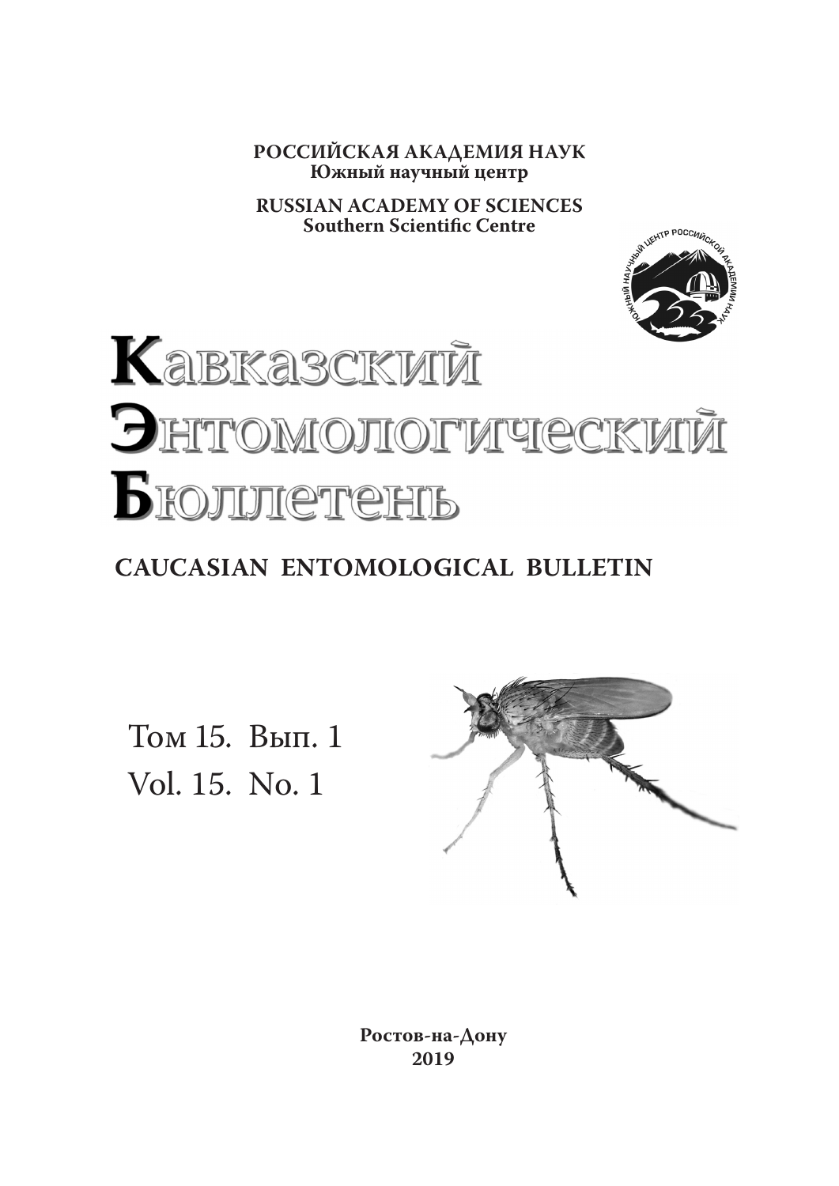**РОССИЙСКАЯ АКАДЕМИЯ НАУК**
**Южный научный центр**

**RUSSIAN ACADEMY OF SCIENCES**
**Southern Scientific Centre**

# Кавказский Энтомологический Бюллетень

## CAUCASIAN ENTOMOLOGICAL BULLETIN

Том 15. Вып. 1
Vol. 15. No. 1

**Ростов-на-Дону**
**2019**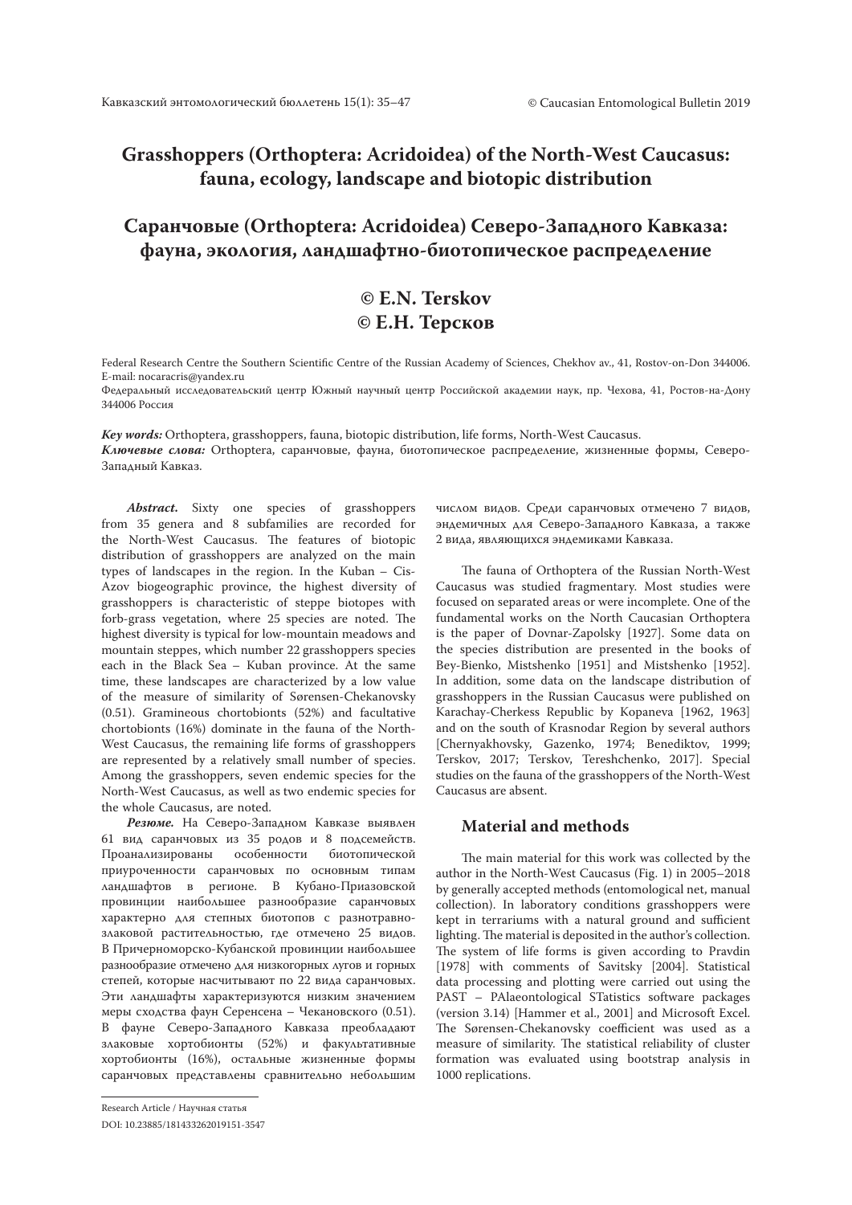# Grasshoppers (Orthoptera: Acridoidea) of the North-West Caucasus: fauna, ecology, landscape and biotopic distribution

# Саранчовые (Orthoptera: Acridoidea) Северо-Западного Кавказа: фауна, экология, ландшафтно-биотопическое распределение

## © E.N. Terskov
## © Е.Н. Терсков

Federal Research Centre the Southern Scientific Centre of the Russian Academy of Sciences, Chekhov av., 41, Rostov-on-Don 344006. E-mail: nocaracris@yandex.ru

Федеральный исследовательский центр Южный научный центр Российской академии наук, пр. Чехова, 41, Ростов-на-Дону 344006 Россия

***Key words:*** Orthoptera, grasshoppers, fauna, biotopic distribution, life forms, North-West Caucasus.

***Ключевые слова:*** Orthoptera, саранчовые, фауна, биотопическое распределение, жизненные формы, Северо-Западный Кавказ.

***Abstract.*** Sixty one species of grasshoppers from 35 genera and 8 subfamilies are recorded for the North-West Caucasus. The features of biotopic distribution of grasshoppers are analyzed on the main types of landscapes in the region. In the Kuban – Cis-Azov biogeographic province, the highest diversity of grasshoppers is characteristic of steppe biotopes with forb-grass vegetation, where 25 species are noted. The highest diversity is typical for low-mountain meadows and mountain steppes, which number 22 grasshoppers species each in the Black Sea – Kuban province. At the same time, these landscapes are characterized by a low value of the measure of similarity of Sørensen-Chekanovsky (0.51). Gramineous chortobionts (52%) and facultative chortobionts (16%) dominate in the fauna of the North-West Caucasus, the remaining life forms of grasshoppers are represented by a relatively small number of species. Among the grasshoppers, seven endemic species for the North-West Caucasus, as well as two endemic species for the whole Caucasus, are noted.

***Резюме.*** На Северо-Западном Кавказе выявлен 61 вид саранчовых из 35 родов и 8 подсемейств. Проанализированы особенности биотопической приуроченности саранчовых по основным типам ландшафтов в регионе. В Кубано-Приазовской провинции наибольшее разнообразие саранчовых характерно для степных биотопов с разнотравно-злаковой растительностью, где отмечено 25 видов. В Причерноморско-Кубанской провинции наибольшее разнообразие отмечено для низкогорных лугов и горных степей, которые насчитывают по 22 вида саранчовых. Эти ландшафты характеризуются низким значением меры сходства фаун Серенсена – Чекановского (0.51). В фауне Северо-Западного Кавказа преобладают злаковые хортобионты (52%) и факультативные хортобионты (16%), остальные жизненные формы саранчовых представлены сравнительно небольшим числом видов. Среди саранчовых отмечено 7 видов, эндемичных для Северо-Западного Кавказа, а также 2 вида, являющихся эндемиками Кавказа.

The fauna of Orthoptera of the Russian North-West Caucasus was studied fragmentary. Most studies were focused on separated areas or were incomplete. One of the fundamental works on the North Caucasian Orthoptera is the paper of Dovnar-Zapolsky [1927]. Some data on the species distribution are presented in the books of Bey-Bienko, Mistshenko [1951] and Mistshenko [1952]. In addition, some data on the landscape distribution of grasshoppers in the Russian Caucasus were published on Karachay-Cherkess Republic by Kopaneva [1962, 1963] and on the south of Krasnodar Region by several authors [Chernyakhovsky, Gazenko, 1974; Benediktov, 1999; Terskov, 2017; Terskov, Tereshchenko, 2017]. Special studies on the fauna of the grasshoppers of the North-West Caucasus are absent.

## Material and methods

The main material for this work was collected by the author in the North-West Caucasus (Fig. 1) in 2005–2018 by generally accepted methods (entomological net, manual collection). In laboratory conditions grasshoppers were kept in terrariums with a natural ground and sufficient lighting. The material is deposited in the author's collection. The system of life forms is given according to Pravdin [1978] with comments of Savitsky [2004]. Statistical data processing and plotting were carried out using the PAST – PAlaeontological STatistics software packages (version 3.14) [Hammer et al., 2001] and Microsoft Excel. The Sørensen-Chekanovsky coefficient was used as a measure of similarity. The statistical reliability of cluster formation was evaluated using bootstrap analysis in 1000 replications.

Research Article / Научная статья

DOI: 10.23885/181433262019151-3547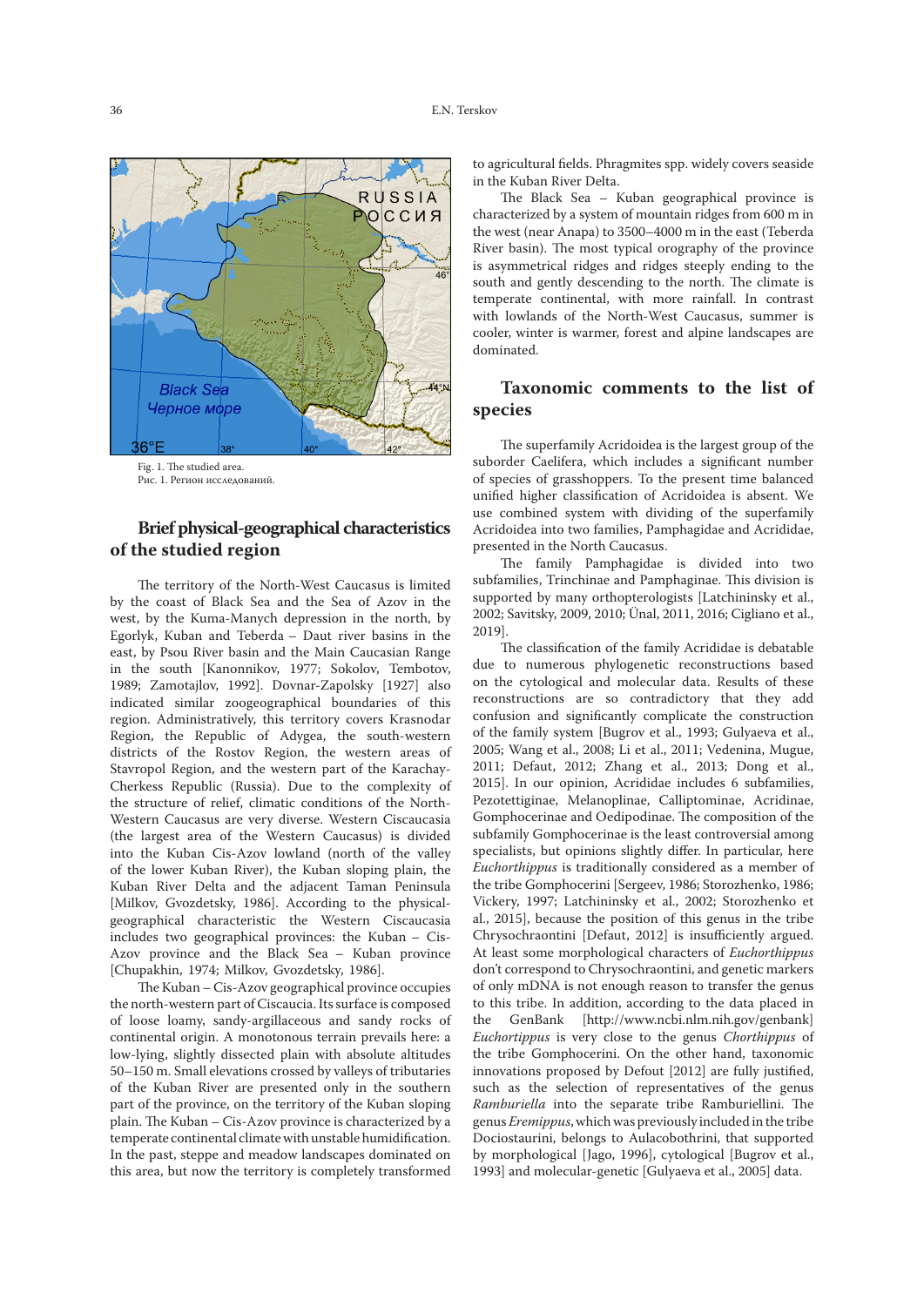Fig. 1. The studied area.
Рис. 1. Регион исследований.

## Brief physical-geographical characteristics of the studied region

The territory of the North-West Caucasus is limited by the coast of Black Sea and the Sea of Azov in the west, by the Kuma-Manych depression in the north, by Egorlyk, Kuban and Teberda – Daut river basins in the east, by Psou River basin and the Main Caucasian Range in the south [Kanonnikov, 1977; Sokolov, Tembotov, 1989; Zamotajlov, 1992]. Dovnar-Zapolsky [1927] also indicated similar zoogeographical boundaries of this region. Administratively, this territory covers Krasnodar Region, the Republic of Adygea, the south-western districts of the Rostov Region, the western areas of Stavropol Region, and the western part of the Karachay-Cherkess Republic (Russia). Due to the complexity of the structure of relief, climatic conditions of the North-Western Caucasus are very diverse. Western Ciscaucasia (the largest area of the Western Caucasus) is divided into the Kuban Cis-Azov lowland (north of the valley of the lower Kuban River), the Kuban sloping plain, the Kuban River Delta and the adjacent Taman Peninsula [Milkov, Gvozdetsky, 1986]. According to the physical-geographical characteristic the Western Ciscaucasia includes two geographical provinces: the Kuban – Cis-Azov province and the Black Sea – Kuban province [Chupakhin, 1974; Milkov, Gvozdetsky, 1986].

The Kuban – Cis-Azov geographical province occupies the north-western part of Ciscaucia. Its surface is composed of loose loamy, sandy-argillaceous and sandy rocks of continental origin. A monotonous terrain prevails here: a low-lying, slightly dissected plain with absolute altitudes 50–150 m. Small elevations crossed by valleys of tributaries of the Kuban River are presented only in the southern part of the province, on the territory of the Kuban sloping plain. The Kuban – Cis-Azov province is characterized by a temperate continental climate with unstable humidification. In the past, steppe and meadow landscapes dominated on this area, but now the territory is completely transformed to agricultural fields. Phragmites spp. widely covers seaside in the Kuban River Delta.

The Black Sea – Kuban geographical province is characterized by a system of mountain ridges from 600 m in the west (near Anapa) to 3500–4000 m in the east (Teberda River basin). The most typical orography of the province is asymmetrical ridges and ridges steeply ending to the south and gently descending to the north. The climate is temperate continental, with more rainfall. In contrast with lowlands of the North-West Caucasus, summer is cooler, winter is warmer, forest and alpine landscapes are dominated.

## Taxonomic comments to the list of species

The superfamily Acridoidea is the largest group of the suborder Caelifera, which includes a significant number of species of grasshoppers. To the present time balanced unified higher classification of Acridoidea is absent. We use combined system with dividing of the superfamily Acridoidea into two families, Pamphagidae and Acrididae, presented in the North Caucasus.

The family Pamphagidae is divided into two subfamilies, Trinchinae and Pamphaginae. This division is supported by many orthopterologists [Latchininsky et al., 2002; Savitsky, 2009, 2010; Ünal, 2011, 2016; Cigliano et al., 2019].

The classification of the family Acrididae is debatable due to numerous phylogenetic reconstructions based on the cytological and molecular data. Results of these reconstructions are so contradictory that they add confusion and significantly complicate the construction of the family system [Bugrov et al., 1993; Gulyaeva et al., 2005; Wang et al., 2008; Li et al., 2011; Vedenina, Mugue, 2011; Defaut, 2012; Zhang et al., 2013; Dong et al., 2015]. In our opinion, Acrididae includes 6 subfamilies, Pezotettiginae, Melanoplinae, Calliptominae, Acridinae, Gomphocerinae and Oedipodinae. The composition of the subfamily Gomphocerinae is the least controversial among specialists, but opinions slightly differ. In particular, here *Euchorthippus* is traditionally considered as a member of the tribe Gomphocerini [Sergeev, 1986; Storozhenko, 1986; Vickery, 1997; Latchininsky et al., 2002; Storozhenko et al., 2015], because the position of this genus in the tribe Chrysochraontini [Defaut, 2012] is insufficiently argued. At least some morphological characters of *Euchorthippus* don't correspond to Chrysochraontini, and genetic markers of only mDNA is not enough reason to transfer the genus to this tribe. In addition, according to the data placed in the GenBank [http://www.ncbi.nlm.nih.gov/genbank] *Euchortippus* is very close to the genus *Chorthippus* of the tribe Gomphocerini. On the other hand, taxonomic innovations proposed by Defout [2012] are fully justified, such as the selection of representatives of the genus *Ramburiella* into the separate tribe Ramburiellini. The genus *Eremippus*, which was previously included in the tribe Dociostaurini, belongs to Aulacobothrini, that supported by morphological [Jago, 1996], cytological [Bugrov et al., 1993] and molecular-genetic [Gulyaeva et al., 2005] data.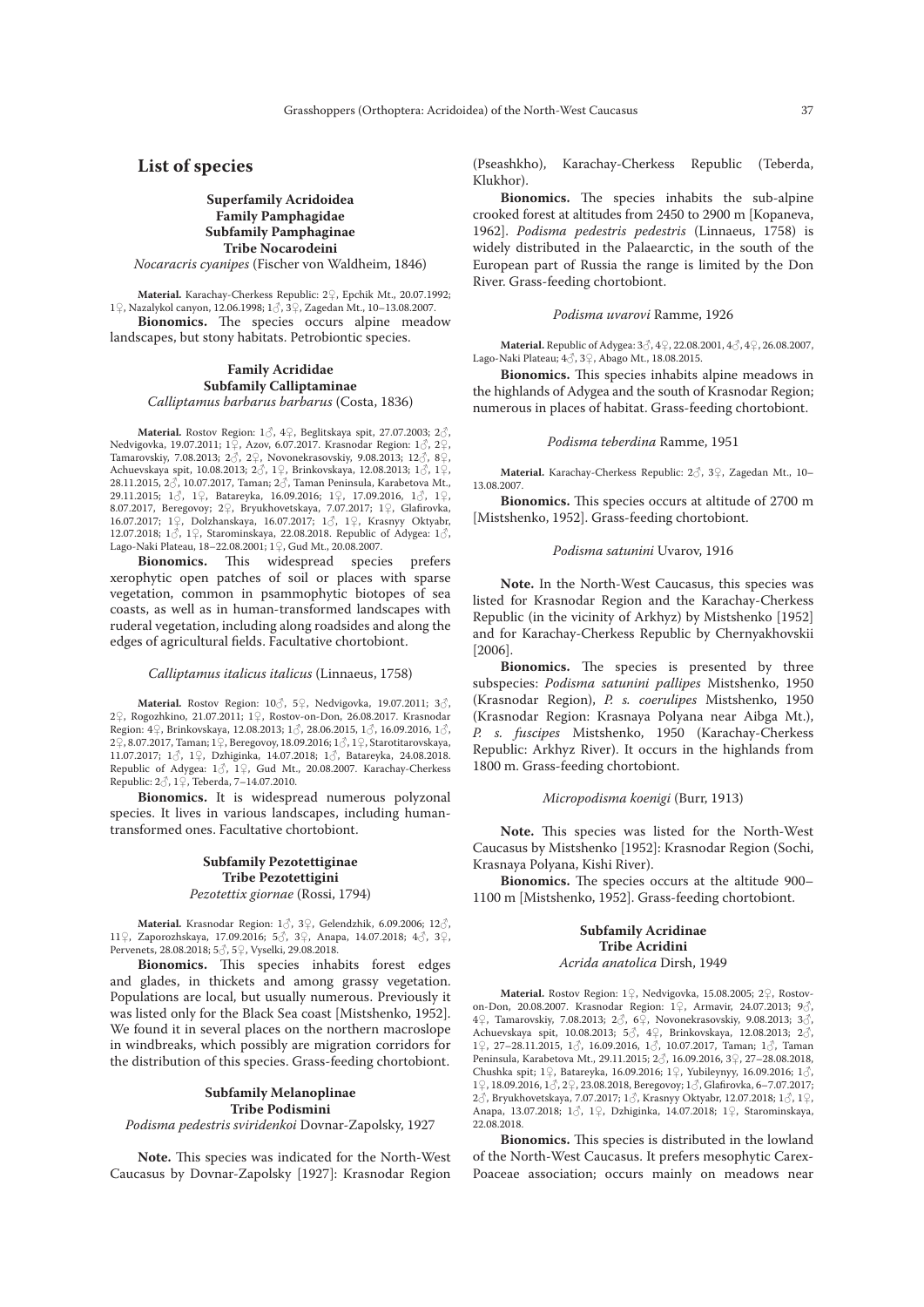## List of species

**Superfamily Acridoidea**
**Family Pamphagidae**
**Subfamily Pamphaginae**
**Tribe Nocarodeini**
*Nocaracris cyanipes* (Fischer von Waldheim, 1846)

**Material.** Karachay-Cherkess Republic: 2♀, Epchik Mt., 20.07.1992; 1♀, Nazalykol canyon, 12.06.1998; 1♂, 3♀, Zagedan Mt., 10–13.08.2007.

**Bionomics.** The species occurs alpine meadow landscapes, but stony habitats. Petrobiontic species.

**Family Acrididae**
**Subfamily Calliptaminae**
*Calliptamus barbarus barbarus* (Costa, 1836)

**Material.** Rostov Region: 1♂, 4♀, Beglitskaya spit, 27.07.2003; 2♂, Nedvigovka, 19.07.2011; 1♀, Azov, 6.07.2017. Krasnodar Region: 1♂, 2♀, Tamarovskiy, 7.08.2013; 2♂, 2♀, Novonekrasovskiy, 9.08.2013; 12♂, 8♀, Achuevskaya spit, 10.08.2013; 2♂, 1♀, Brinkovskaya, 12.08.2013; 1♂, 1♀, 28.11.2015, 2♂, 10.07.2017, Taman; 2♂, Taman Peninsula, Karabetova Mt., 29.11.2015; 1♂, 1♀, Batareyka, 16.09.2016; 1♀, 17.09.2016, 1♂, 1♀, 8.07.2017, Beregovoy; 2♀, Bryukhovetskaya, 7.07.2017; 1♀, Glafirovka, 16.07.2017; 1♀, Dolzhanskaya, 16.07.2017; 1♂, 1♀, Krasnyy Oktyabr, 12.07.2018; 1♂, 1♀, Starominskaya, 22.08.2018. Republic of Adygea: 1♂, Lago-Naki Plateau, 18–22.08.2001; 1♀, Gud Mt., 20.08.2007.

**Bionomics.** This widespread species prefers xerophytic open patches of soil or places with sparse vegetation, common in psammophytic biotopes of sea coasts, as well as in human-transformed landscapes with ruderal vegetation, including along roadsides and along the edges of agricultural fields. Facultative chortobiont.

*Calliptamus italicus italicus* (Linnaeus, 1758)

**Material.** Rostov Region: 10♂, 5♀, Nedvigovka, 19.07.2011; 3♂, 2♀, Rogozhkino, 21.07.2011; 1♀, Rostov-on-Don, 26.08.2017. Krasnodar Region: 4♀, Brinkovskaya, 12.08.2013; 1♂, 28.06.2015, 1♂, 16.09.2016, 1♂, 2♀, 8.07.2017, Taman; 1♀, Beregovoy, 18.09.2016; 1♂, 1♀, Starotitarovskaya, 11.07.2017; 1♂, 1♀, Dzhiginka, 14.07.2018; 1♂, Batareyka, 24.08.2018. Republic of Adygea: 1♂, 1♀, Gud Mt., 20.08.2007. Karachay-Cherkess Republic: 2♂, 1♀, Teberda, 7–14.07.2010.

**Bionomics.** It is widespread numerous polyzonal species. It lives in various landscapes, including human-transformed ones. Facultative chortobiont.

**Subfamily Pezotettiginae**
**Tribe Pezotettigini**
*Pezotettix giornae* (Rossi, 1794)

**Material.** Krasnodar Region: 1♂, 3♀, Gelendzhik, 6.09.2006; 12♂, 11♀, Zaporozhskaya, 17.09.2016; 5♂, 3♀, Anapa, 14.07.2018; 4♂, 3♀, Pervenets, 28.08.2018; 5♂, 5♀, Vyselki, 29.08.2018.

**Bionomics.** This species inhabits forest edges and glades, in thickets and among grassy vegetation. Populations are local, but usually numerous. Previously it was listed only for the Black Sea coast [Mistshenko, 1952]. We found it in several places on the northern macroslope in windbreaks, which possibly are migration corridors for the distribution of this species. Grass-feeding chortobiont.

**Subfamily Melanoplinae**
**Tribe Podismini**
*Podisma pedestris sviridenkoi* Dovnar-Zapolsky, 1927

**Note.** This species was indicated for the North-West Caucasus by Dovnar-Zapolsky [1927]: Krasnodar Region (Pseashkho), Karachay-Cherkess Republic (Teberda, Klukhor).

**Bionomics.** The species inhabits the sub-alpine crooked forest at altitudes from 2450 to 2900 m [Kopaneva, 1962]. *Podisma pedestris pedestris* (Linnaeus, 1758) is widely distributed in the Palaearctic, in the south of the European part of Russia the range is limited by the Don River. Grass-feeding chortobiont.

*Podisma uvarovi* Ramme, 1926

**Material.** Republic of Adygea: 3♂, 4♀, 22.08.2001, 4♂, 4♀, 26.08.2007, Lago-Naki Plateau; 4♂, 3♀, Abago Mt., 18.08.2015.

**Bionomics.** This species inhabits alpine meadows in the highlands of Adygea and the south of Krasnodar Region; numerous in places of habitat. Grass-feeding chortobiont.

*Podisma teberdina* Ramme, 1951

**Material.** Karachay-Cherkess Republic: 2♂, 3♀, Zagedan Mt., 10–13.08.2007.

**Bionomics.** This species occurs at altitude of 2700 m [Mistshenko, 1952]. Grass-feeding chortobiont.

*Podisma satunini* Uvarov, 1916

**Note.** In the North-West Caucasus, this species was listed for Krasnodar Region and the Karachay-Cherkess Republic (in the vicinity of Arkhyz) by Mistshenko [1952] and for Karachay-Cherkess Republic by Chernyakhovskii [2006].

**Bionomics.** The species is presented by three subspecies: *Podisma satunini pallipes* Mistshenko, 1950 (Krasnodar Region), *P. s. coerulipes* Mistshenko, 1950 (Krasnodar Region: Krasnaya Polyana near Aibga Mt.), *P. s. fuscipes* Mistshenko, 1950 (Karachay-Cherkess Republic: Arkhyz River). It occurs in the highlands from 1800 m. Grass-feeding chortobiont.

*Micropodisma koenigi* (Burr, 1913)

**Note.** This species was listed for the North-West Caucasus by Mistshenko [1952]: Krasnodar Region (Sochi, Krasnaya Polyana, Kishi River).

**Bionomics.** The species occurs at the altitude 900–1100 m [Mistshenko, 1952]. Grass-feeding chortobiont.

**Subfamily Acridinae**
**Tribe Acridini**
*Acrida anatolica* Dirsh, 1949

**Material.** Rostov Region: 1♀, Nedvigovka, 15.08.2005; 2♀, Rostov-on-Don, 20.08.2007. Krasnodar Region: 1♀, Armavir, 24.07.2013; 9♂, 4♀, Tamarovskiy, 7.08.2013; 2♂, 6♀, Novonekrasovskiy, 9.08.2013; 3♂, Achuevskaya spit, 10.08.2013; 5♂, 4♀, Brinkovskaya, 12.08.2013; 2♂, 1♀, 27–28.11.2015, 1♂, 16.09.2016, 1♂, 10.07.2017, Taman; 1♂, Taman Peninsula, Karabetova Mt., 29.11.2015; 2♂, 16.09.2016, 3♀, 27–28.08.2018, Chushka spit; 1♀, Batareyka, 16.09.2016; 1♀, Yubileynyy, 16.09.2016; 1♂, 1♀, 18.09.2016, 1♂, 2♀, 23.08.2018, Beregovoy; 1♂, Glafirovka, 6–7.07.2017; 2♂, Bryukhovetskaya, 7.07.2017; 1♂, Krasnyy Oktyabr, 12.07.2018; 1♂, 1♀, Anapa, 13.07.2018; 1♂, 1♀, Dzhiginka, 14.07.2018; 1♀, Starominskaya, 22.08.2018.

**Bionomics.** This species is distributed in the lowland of the North-West Caucasus. It prefers mesophytic Carex-Poaceae association; occurs mainly on meadows near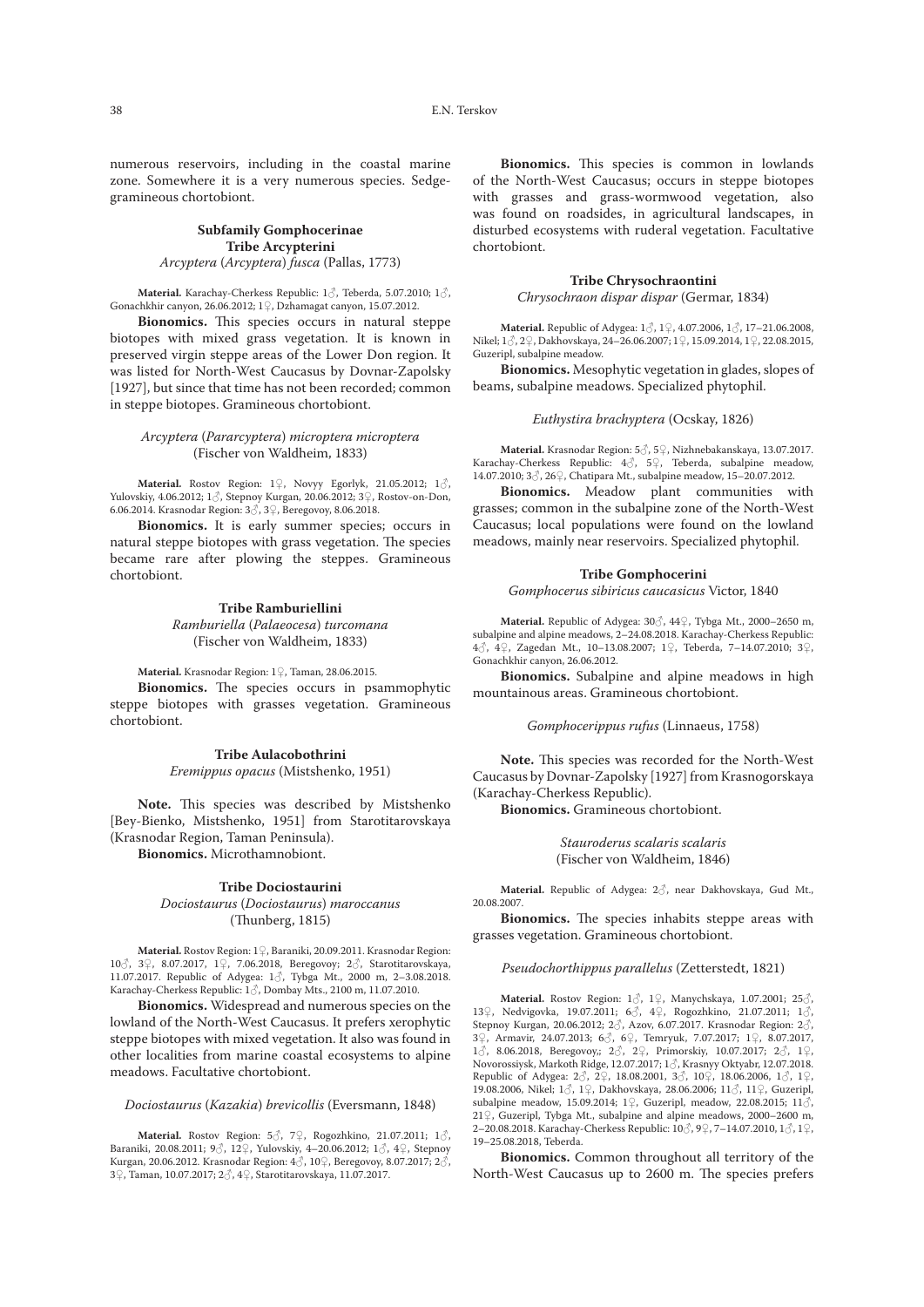numerous reservoirs, including in the coastal marine zone. Somewhere it is a very numerous species. Sedge-gramineous chortobiont.

### Subfamily Gomphocerinae

#### Tribe Arcypterini

*Arcyptera* (*Arcyptera*) *fusca* (Pallas, 1773)

**Material.** Karachay-Cherkess Republic: 1♂, Teberda, 5.07.2010; 1♂, Gonachkhir canyon, 26.06.2012; 1♀, Dzhamagat canyon, 15.07.2012.

**Bionomics.** This species occurs in natural steppe biotopes with mixed grass vegetation. It is known in preserved virgin steppe areas of the Lower Don region. It was listed for North-West Caucasus by Dovnar-Zapolsky [1927], but since that time has not been recorded; common in steppe biotopes. Gramineous chortobiont.

*Arcyptera* (*Pararcyptera*) *microptera microptera* (Fischer von Waldheim, 1833)

**Material.** Rostov Region: 1♀, Novyy Egorlyk, 21.05.2012; 1♂, Yulovskiy, 4.06.2012; 1♂, Stepnoy Kurgan, 20.06.2012; 3♀, Rostov-on-Don, 6.06.2014. Krasnodar Region: 3♂, 3♀, Beregovoy, 8.06.2018.

**Bionomics.** It is early summer species; occurs in natural steppe biotopes with grass vegetation. The species became rare after plowing the steppes. Gramineous chortobiont.

#### Tribe Ramburiellini

*Ramburiella* (*Palaeocesa*) *turcomana* (Fischer von Waldheim, 1833)

**Material.** Krasnodar Region: 1♀, Taman, 28.06.2015.

**Bionomics.** The species occurs in psammophytic steppe biotopes with grasses vegetation. Gramineous chortobiont.

#### Tribe Aulacobothrini

*Eremippus opacus* (Mistshenko, 1951)

**Note.** This species was described by Mistshenko [Bey-Bienko, Mistshenko, 1951] from Starotitarovskaya (Krasnodar Region, Taman Peninsula).

**Bionomics.** Microthamnobiont.

#### Tribe Dociostaurini

*Dociostaurus* (*Dociostaurus*) *maroccanus* (Thunberg, 1815)

**Material.** Rostov Region: 1♀, Baraniki, 20.09.2011. Krasnodar Region: 10♂, 3♀, 8.07.2017, 1♀, 7.06.2018, Beregovoy; 2♂, Starotitarovskaya, 11.07.2017. Republic of Adygea: 1♂, Tybga Mt., 2000 m, 2–3.08.2018. Karachay-Cherkess Republic: 1♂, Dombay Mts., 2100 m, 11.07.2010.

**Bionomics.** Widespread and numerous species on the lowland of the North-West Caucasus. It prefers xerophytic steppe biotopes with mixed vegetation. It also was found in other localities from marine coastal ecosystems to alpine meadows. Facultative chortobiont.

*Dociostaurus* (*Kazakia*) *brevicollis* (Eversmann, 1848)

**Material.** Rostov Region: 5♂, 7♀, Rogozhkino, 21.07.2011; 1♂, Baraniki, 20.08.2011; 9♂, 12♀, Yulovskiy, 4–20.06.2012; 1♂, 4♀, Stepnoy Kurgan, 20.06.2012. Krasnodar Region: 4♂, 10♀, Beregovoy, 8.07.2017; 2♂, 3♀, Taman, 10.07.2017; 2♂, 4♀, Starotitarovskaya, 11.07.2017.

**Bionomics.** This species is common in lowlands of the North-West Caucasus; occurs in steppe biotopes with grasses and grass-wormwood vegetation, also was found on roadsides, in agricultural landscapes, in disturbed ecosystems with ruderal vegetation. Facultative chortobiont.

#### Tribe Chrysochraontini

*Chrysochraon dispar dispar* (Germar, 1834)

**Material.** Republic of Adygea: 1♂, 1♀, 4.07.2006, 1♂, 17–21.06.2008, Nikel; 1♂, 2♀, Dakhovskaya, 24–26.06.2007; 1♀, 15.09.2014, 1♀, 22.08.2015, Guzeripl, subalpine meadow.

**Bionomics.** Mesophytic vegetation in glades, slopes of beams, subalpine meadows. Specialized phytophil.

*Euthystira brachyptera* (Ocskay, 1826)

**Material.** Krasnodar Region: 5♂, 5♀, Nizhnebakanskaya, 13.07.2017. Karachay-Cherkess Republic: 4♂, 5♀, Teberda, subalpine meadow, 14.07.2010; 3♂, 26♀, Chatipara Mt., subalpine meadow, 15–20.07.2012.

**Bionomics.** Meadow plant communities with grasses; common in the subalpine zone of the North-West Caucasus; local populations were found on the lowland meadows, mainly near reservoirs. Specialized phytophil.

#### Tribe Gomphocerini

*Gomphocerus sibiricus caucasicus* Victor, 1840

**Material.** Republic of Adygea: 30♂, 44♀, Tybga Mt., 2000–2650 m, subalpine and alpine meadows, 2–24.08.2018. Karachay-Cherkess Republic: 4♂, 4♀, Zagedan Mt., 10–13.08.2007; 1♀, Teberda, 7–14.07.2010; 3♀, Gonachkhir canyon, 26.06.2012.

**Bionomics.** Subalpine and alpine meadows in high mountainous areas. Gramineous chortobiont.

*Gomphocerippus rufus* (Linnaeus, 1758)

**Note.** This species was recorded for the North-West Caucasus by Dovnar-Zapolsky [1927] from Krasnogorskaya (Karachay-Cherkess Republic).

**Bionomics.** Gramineous chortobiont.

*Stauroderus scalaris scalaris* (Fischer von Waldheim, 1846)

**Material.** Republic of Adygea: 2♂, near Dakhovskaya, Gud Mt., 20.08.2007.

**Bionomics.** The species inhabits steppe areas with grasses vegetation. Gramineous chortobiont.

*Pseudochorthippus parallelus* (Zetterstedt, 1821)

**Material.** Rostov Region: 1♂, 1♀, Manychskaya, 1.07.2001; 25♂, 13♀, Nedvigovka, 19.07.2011; 6♂, 4♀, Rogozhkino, 21.07.2011; 1♂, Stepnoy Kurgan, 20.06.2012; 2♂, Azov, 6.07.2017. Krasnodar Region: 2♂, 3♀, Armavir, 24.07.2013; 6♂, 6♀, Temryuk, 7.07.2017; 1♀, 8.07.2017, 1♂, 8.06.2018, Beregovoy,; 2♂, 2♀, Primorskiy, 10.07.2017; 2♂, 1♀, Novorossiysk, Markoth Ridge, 12.07.2017; 1♂, Krasnyy Oktyabr, 12.07.2018. Republic of Adygea: 2♂, 2♀, 18.08.2001, 3♂, 10♀, 18.06.2006, 1♂, 1♀, 19.08.2006, Nikel; 1♂, 1♀, Dakhovskaya, 28.06.2006; 11♂, 11♀, Guzeripl, subalpine meadow, 15.09.2014; 1♀, Guzeripl, meadow, 22.08.2015; 11♂, 21♀, Guzeripl, Tybga Mt., subalpine and alpine meadows, 2000–2600 m, 2–20.08.2018. Karachay-Cherkess Republic: 10♂, 9♀, 7–14.07.2010, 1♂, 1♀, 19–25.08.2018, Teberda.

**Bionomics.** Common throughout all territory of the North-West Caucasus up to 2600 m. The species prefers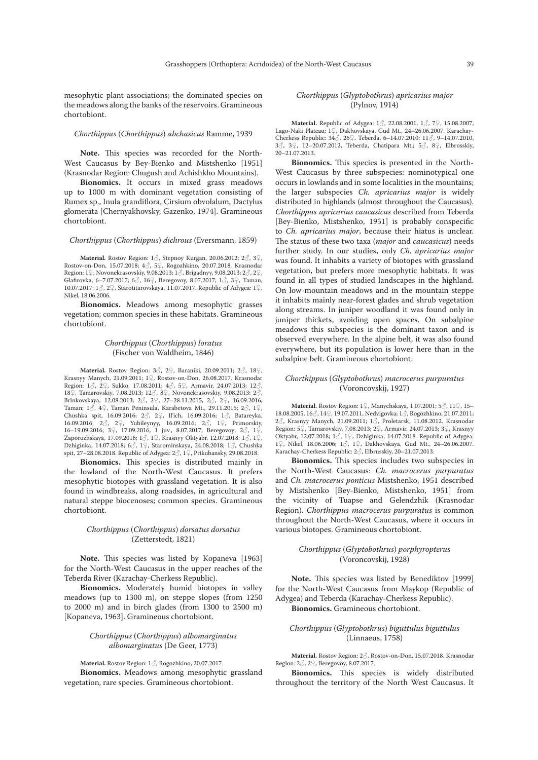mesophytic plant associations; the dominated species on the meadows along the banks of the reservoirs. Gramineous chortobiont.

### *Chorthippus* (*Chorthippus*) *abchasicus* Ramme, 1939

**Note.** This species was recorded for the North-West Caucasus by Bey-Bienko and Mistshenko [1951] (Krasnodar Region: Chugush and Achishkho Mountains).

**Bionomics.** It occurs in mixed grass meadows up to 1000 m with dominant vegetation consisting of Rumex sp., Inula grandiflora, Cirsium obvolalum, Dactylus glomerata [Chernyakhovsky, Gazenko, 1974]. Gramineous chortobiont.

### *Chorthippus* (*Chorthippus*) *dichrous* (Eversmann, 1859)

**Material.** Rostov Region: 1♂, Stepnoy Kurgan, 20.06.2012; 2♂, 3♀, Rostov-on-Don, 15.07.2018; 4♂, 5♀, Rogozhkino, 20.07.2018. Krasnodar Region: 1♀, Novonekrasovskiy, 9.08.2013; 1♂, Brigadnyy, 9.08.2013; 2♂, 2♀, Glafirovka, 6–7.07.2017; 6♂, 16♀, Beregovoy, 8.07.2017; 1♂, 3♀, Taman, 10.07.2017; 1♂, 2♀, Starotitarovskaya, 11.07.2017. Republic of Adygea: 1♀, Nikel, 18.06.2006.

**Bionomics.** Meadows among mesophytic grasses vegetation; common species in these habitats. Gramineous chortobiont.

### *Chorthippus* (*Chorthippus*) *loratus* (Fischer von Waldheim, 1846)

**Material.** Rostov Region: 3♂, 2♀, Baraniki, 20.09.2011; 2♂, 18♀, Krasnyy Manych, 21.09.2011; 1♀, Rostov-on-Don, 26.08.2017. Krasnodar Region: 1♂, 2♀, Sukko, 17.08.2011; 4♂, 5♀, Armavir, 24.07.2013; 12♂, 18♀, Tamarovskiy, 7.08.2013; 12♂, 8♀, Novonekrasovskiy, 9.08.2013; 2♂, Brinkovskaya, 12.08.2013; 2♂, 2♀, 27–28.11.2015, 2♂, 2♀, 16.09.2016, Taman; 1♂, 4♀, Taman Peninsula, Karabetova Mt., 29.11.2015; 2♂, 1♀, Chushka spit, 16.09.2016; 2♂, 2♀, Il'ich, 16.09.2016; 1♂, Batareyka, 16.09.2016; 2♂, 2♀, Yubileynyy, 16.09.2016; 2♂, 1♀, Primorskiy, 16–19.09.2016; 3♀, 17.09.2016, 1 juv., 8.07.2017, Beregovoy; 2♂, 1♀, Zaporozhskaya, 17.09.2016; 1♂, 1♀, Krasnyy Oktyabr, 12.07.2018; 1♂, 1♀, Dzhiginka, 14.07.2018; 6♂, 1♀, Starominskaya, 24.08.2018; 1♂, Chushka spit, 27–28.08.2018. Republic of Adygea: 2♂, 1♀, Prikubansky, 29.08.2018.

**Bionomics.** This species is distributed mainly in the lowland of the North-West Caucasus. It prefers mesophytic biotopes with grassland vegetation. It is also found in windbreaks, along roadsides, in agricultural and natural steppe biocenoses; common species. Gramineous chortobiont.

### *Chorthippus* (*Chorthippus*) *dorsatus dorsatus* (Zetterstedt, 1821)

**Note.** This species was listed by Kopaneva [1963] for the North-West Caucasus in the upper reaches of the Teberda River (Karachay-Cherkess Republic).

**Bionomics.** Moderately humid biotopes in valley meadows (up to 1300 m), on steppe slopes (from 1250 to 2000 m) and in birch glades (from 1300 to 2500 m) [Kopaneva, 1963]. Gramineous chortobiont.

### *Chorthippus* (*Chorthippus*) *albomarginatus albomarginatus* (De Geer, 1773)

**Material.** Rostov Region: 1♂, Rogozhkino, 20.07.2017.

**Bionomics.** Meadows among mesophytic grassland vegetation, rare species. Gramineous chortobiont.

### *Chorthippus* (*Glyptobothrus*) *apricarius major* (Pylnov, 1914)

**Material.** Republic of Adygea: 1♂, 22.08.2001, 1♂, 7♀, 15.08.2007, Lago-Naki Plateau; 1♀, Dakhovskaya, Gud Mt., 24–26.06.2007. Karachay-Cherkess Republic: 34♂, 26♀, Teberda, 6–14.07.2010; 11♂, 9–14.07.2010, 3♂, 3♀, 12–20.07.2012, Teberda, Chatipara Mt.; 5♂, 8♀, Elbrusskiy, 20–21.07.2013.

**Bionomics.** This species is presented in the North-West Caucasus by three subspecies: nominotypical one occurs in lowlands and in some localities in the mountains; the larger subspecies *Ch. apricarius major* is widely distributed in highlands (almost throughout the Caucasus). *Chorthippus apricarius caucasicus* described from Teberda [Bey-Bienko, Mistshenko, 1951] is probably conspecific to *Ch. apricarius major*, because their hiatus is unclear. The status of these two taxa (*major* and *caucasicus*) needs further study. In our studies, only *Ch. apricarius major* was found. It inhabits a variety of biotopes with grassland vegetation, but prefers more mesophytic habitats. It was found in all types of studied landscapes in the highland. On low-mountain meadows and in the mountain steppe it inhabits mainly near-forest glades and shrub vegetation along streams. In juniper woodland it was found only in juniper thickets, avoiding open spaces. On subalpine meadows this subspecies is the dominant taxon and is observed everywhere. In the alpine belt, it was also found everywhere, but its population is lower here than in the subalpine belt. Gramineous chortobiont.

### *Chorthippus* (*Glyptobothrus*) *macrocerus purpuratus* (Voroncovskij, 1927)

**Material.** Rostov Region: 1♀, Manychskaya, 1.07.2001; 5♂, 11♀, 15–18.08.2005, 16♂, 14♀, 19.07.2011, Nedvigovka; 1♂, Rogozhkino, 21.07.2011; 2♂, Krasnyy Manych, 21.09.2011; 1♂, Proletarsk, 11.08.2012. Krasnodar Region: 5♀, Tamarovskiy, 7.08.2013; 2♀, Armavir, 24.07.2013; 3♀, Krasnyy Oktyabr, 12.07.2018; 1♂, 1♀, Dzhiginka, 14.07.2018. Republic of Adygea: 1♀, Nikel, 18.06.2006; 1♂, 1♀, Dakhovskaya, Gud Mt., 24–26.06.2007. Karachay-Cherkess Republic: 2♂, Elbrusskiy, 20–21.07.2013.

**Bionomics.** This species includes two subspecies in the North-West Caucasus: *Ch. macrocerus purpuratus* and *Ch. macrocerus ponticus* Mistshenko, 1951 described by Mistshenko [Bey-Bienko, Mistshenko, 1951] from the vicinity of Tuapse and Gelendzhik (Krasnodar Region). *Chorthippus macrocerus purpuratus* is common throughout the North-West Caucasus, where it occurs in various biotopes. Gramineous chortobiont.

### *Chorthippus* (*Glyptobothrus*) *porphyropterus* (Voroncovskij, 1928)

**Note.** This species was listed by Benediktov [1999] for the North-West Caucasus from Maykop (Republic of Adygea) and Teberda (Karachay-Cherkess Republic).

**Bionomics.** Gramineous chortobiont.

### *Chorthippus* (*Glyptobothrus*) *biguttulus biguttulus* (Linnaeus, 1758)

**Material.** Rostov Region: 2♂, Rostov-on-Don, 15.07.2018. Krasnodar Region: 2♂, 2♀, Beregovoy, 8.07.2017.

**Bionomics.** This species is widely distributed throughout the territory of the North West Caucasus. It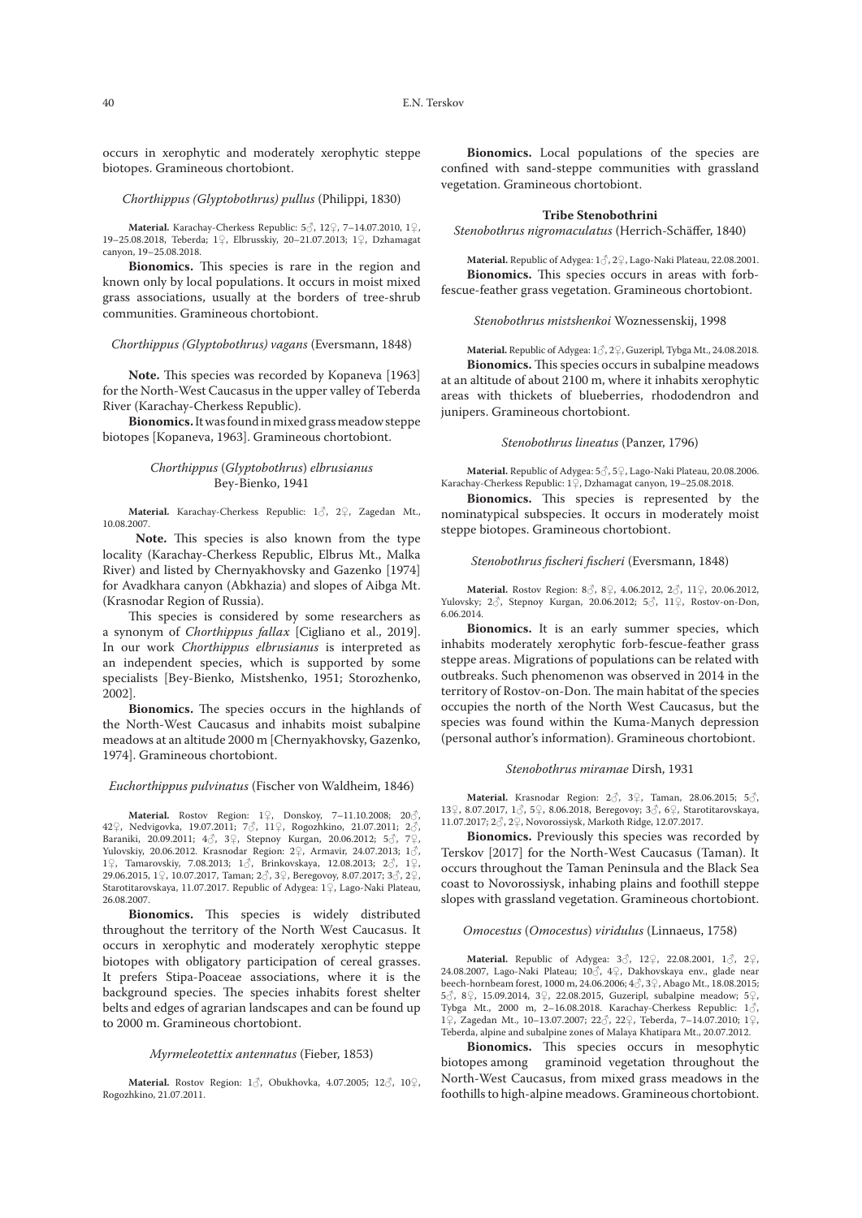occurs in xerophytic and moderately xerophytic steppe biotopes. Gramineous chortobiont.

*Chorthippus (Glyptobothrus) pullus* (Philippi, 1830)

**Material.** Karachay-Cherkess Republic: 5♂, 12♀, 7–14.07.2010, 1♀, 19–25.08.2018, Teberda; 1♀, Elbrusskiy, 20–21.07.2013; 1♀, Dzhamagat canyon, 19–25.08.2018.

**Bionomics.** This species is rare in the region and known only by local populations. It occurs in moist mixed grass associations, usually at the borders of tree-shrub communities. Gramineous chortobiont.

*Chorthippus (Glyptobothrus) vagans* (Eversmann, 1848)

**Note.** This species was recorded by Kopaneva [1963] for the North-West Caucasus in the upper valley of Teberda River (Karachay-Cherkess Republic).

**Bionomics.** It was found in mixed grass meadow steppe biotopes [Kopaneva, 1963]. Gramineous chortobiont.

*Chorthippus* (*Glyptobothrus*) *elbrusianus* Bey-Bienko, 1941

**Material.** Karachay-Cherkess Republic: 1♂, 2♀, Zagedan Mt., 10.08.2007.

**Note.** This species is also known from the type locality (Karachay-Cherkess Republic, Elbrus Mt., Malka River) and listed by Chernyakhovsky and Gazenko [1974] for Avadkhara canyon (Abkhazia) and slopes of Aibga Mt. (Krasnodar Region of Russia).

This species is considered by some researchers as a synonym of *Chorthippus fallax* [Cigliano et al., 2019]. In our work *Chorthippus elbrusianus* is interpreted as an independent species, which is supported by some specialists [Bey-Bienko, Mistshenko, 1951; Storozhenko, 2002].

**Bionomics.** The species occurs in the highlands of the North-West Caucasus and inhabits moist subalpine meadows at an altitude 2000 m [Chernyakhovsky, Gazenko, 1974]. Gramineous chortobiont.

*Euchorthippus pulvinatus* (Fischer von Waldheim, 1846)

**Material.** Rostov Region: 1♀, Donskoy, 7–11.10.2008; 20♂, 42♀, Nedvigovka, 19.07.2011; 7♂, 11♀, Rogozhkino, 21.07.2011; 2♂, Baraniki, 20.09.2011; 4♂, 3♀, Stepnoy Kurgan, 20.06.2012; 5♂, 7♀, Yulovskiy, 20.06.2012. Krasnodar Region: 2♀, Armavir, 24.07.2013; 1♂, 1♀, Tamarovskiy, 7.08.2013; 1♂, Brinkovskaya, 12.08.2013; 2♂, 1♀, 29.06.2015, 1♀, 10.07.2017, Taman; 2♂, 3♀, Beregovoy, 8.07.2017; 3♂, 2♀, Starotitarovskaya, 11.07.2017. Republic of Adygea: 1♀, Lago-Naki Plateau, 26.08.2007.

**Bionomics.** This species is widely distributed throughout the territory of the North West Caucasus. It occurs in xerophytic and moderately xerophytic steppe biotopes with obligatory participation of cereal grasses. It prefers Stipa-Poaceae associations, where it is the background species. The species inhabits forest shelter belts and edges of agrarian landscapes and can be found up to 2000 m. Gramineous chortobiont.

*Myrmeleotettix antennatus* (Fieber, 1853)

**Material.** Rostov Region: 1♂, Obukhovka, 4.07.2005; 12♂, 10♀, Rogozhkino, 21.07.2011.

**Bionomics.** Local populations of the species are confined with sand-steppe communities with grassland vegetation. Gramineous chortobiont.

**Tribe Stenobothrini**

*Stenobothrus nigromaculatus* (Herrich-Schäffer, 1840)

**Material.** Republic of Adygea: 1♂, 2♀, Lago-Naki Plateau, 22.08.2001.

**Bionomics.** This species occurs in areas with forb-fescue-feather grass vegetation. Gramineous chortobiont.

*Stenobothrus mistshenkoi* Woznessenskij, 1998

**Material.** Republic of Adygea: 1♂, 2♀, Guzeripl, Tybga Mt., 24.08.2018.

**Bionomics.** This species occurs in subalpine meadows at an altitude of about 2100 m, where it inhabits xerophytic areas with thickets of blueberries, rhododendron and junipers. Gramineous chortobiont.

*Stenobothrus lineatus* (Panzer, 1796)

**Material.** Republic of Adygea: 5♂, 5♀, Lago-Naki Plateau, 20.08.2006. Karachay-Cherkess Republic: 1♀, Dzhamagat canyon, 19–25.08.2018.

**Bionomics.** This species is represented by the nominatypical subspecies. It occurs in moderately moist steppe biotopes. Gramineous chortobiont.

*Stenobothrus fischeri fischeri* (Eversmann, 1848)

**Material.** Rostov Region: 8♂, 8♀, 4.06.2012, 2♂, 11♀, 20.06.2012, Yulovskiy; 2♂, Stepnoy Kurgan, 20.06.2012; 5♂, 11♀, Rostov-on-Don, 6.06.2014.

**Bionomics.** It is an early summer species, which inhabits moderately xerophytic forb-fescue-feather grass steppe areas. Migrations of populations can be related with outbreaks. Such phenomenon was observed in 2014 in the territory of Rostov-on-Don. The main habitat of the species occupies the north of the North West Caucasus, but the species was found within the Kuma-Manych depression (personal author's information). Gramineous chortobiont.

*Stenobothrus miramae* Dirsh, 1931

**Material.** Krasnodar Region: 2♂, 3♀, Taman, 28.06.2015; 5♂, 13♀, 8.07.2017, 1♂, 5♀, 8.06.2018, Beregovoy; 3♂, 6♀, Starotitarovskaya, 11.07.2017; 2♂, 2♀, Novorossiysk, Markoth Ridge, 12.07.2017.

**Bionomics.** Previously this species was recorded by Terskov [2017] for the North-West Caucasus (Taman). It occurs throughout the Taman Peninsula and the Black Sea coast to Novorossiysk, inhabing plains and foothill steppe slopes with grassland vegetation. Gramineous chortobiont.

*Omocestus* (*Omocestus*) *viridulus* (Linnaeus, 1758)

**Material.** Republic of Adygea: 3♂, 12♀, 22.08.2001, 1♂, 2♀, 24.08.2007, Lago-Naki Plateau; 10♂, 4♀, Dakhovskaya env., glade near beech-hornbeam forest, 1000 m, 24.06.2006; 4♂, 3♀, Abago Mt., 18.08.2015; 5♂, 8♀, 15.09.2014, 3♀, 22.08.2015, Guzeripl, subalpine meadow; 5♀, Tybga Mt., 2000 m, 2–16.08.2018. Karachay-Cherkess Republic: 1♂, 1♀, Zagedan Mt., 10–13.07.2007; 22♂, 22♀, Teberda, 7–14.07.2010; 1♀, Teberda, alpine and subalpine zones of Malaya Khatipara Mt., 20.07.2012.

**Bionomics.** This species occurs in mesophytic biotopes among graminoid vegetation throughout the North-West Caucasus, from mixed grass meadows in the foothills to high-alpine meadows. Gramineous chortobiont.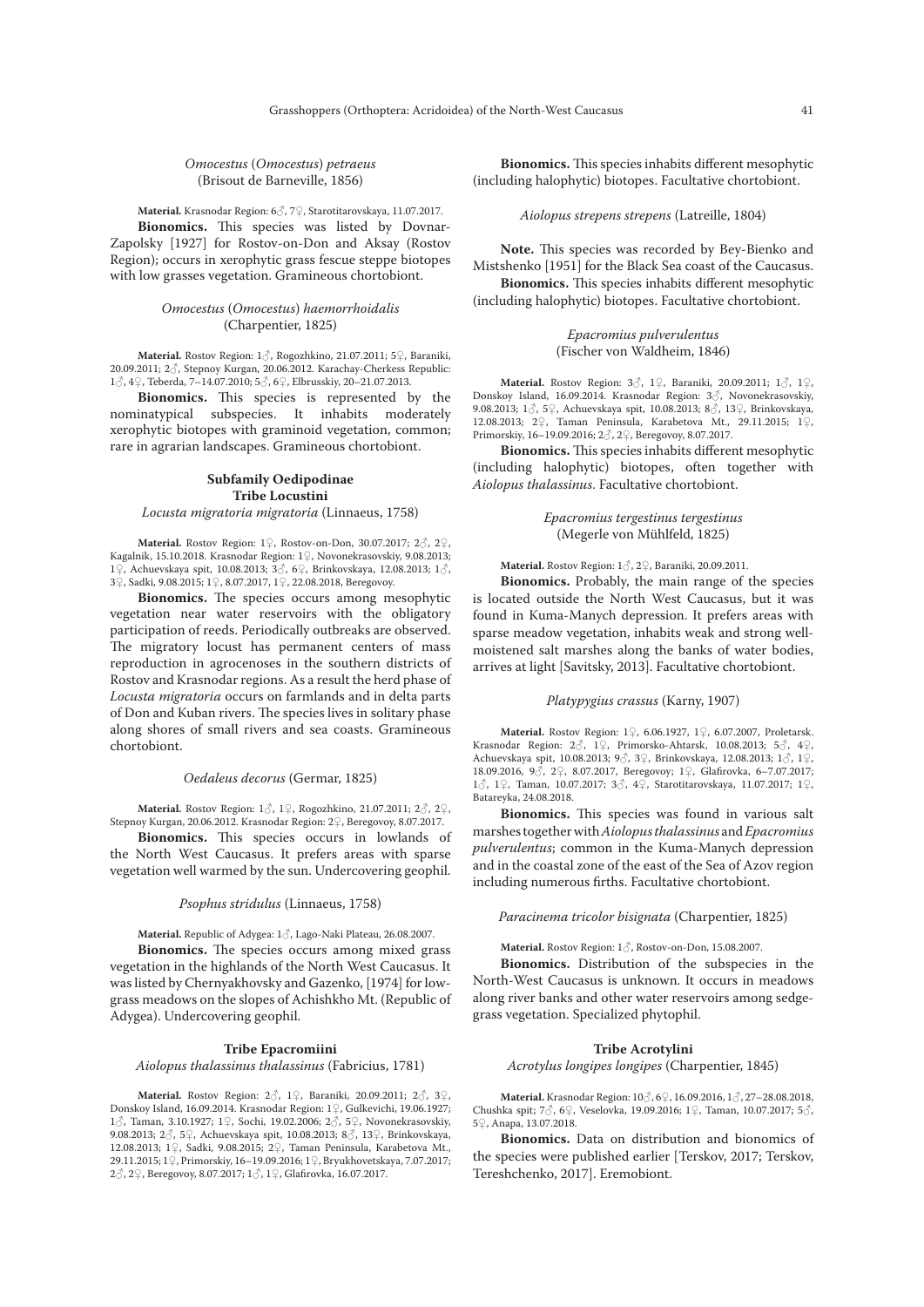*Omocestus* (*Omocestus*) *petraeus*
(Brisout de Barneville, 1856)

**Material.** Krasnodar Region: 6♂, 7♀, Starotitarovskaya, 11.07.2017.

**Bionomics.** This species was listed by Dovnar-Zapolsky [1927] for Rostov-on-Don and Aksay (Rostov Region); occurs in xerophytic grass fescue steppe biotopes with low grasses vegetation. Gramineous chortobiont.

*Omocestus* (*Omocestus*) *haemorrhoidalis*
(Charpentier, 1825)

**Material.** Rostov Region: 1♂, Rogozhkino, 21.07.2011; 5♀, Baraniki, 20.09.2011; 2♂, Stepnoy Kurgan, 20.06.2012. Karachay-Cherkess Republic: 1♂, 4♀, Teberda, 7–14.07.2010; 5♂, 6♀, Elbrusskiy, 20–21.07.2013.

**Bionomics.** This species is represented by the nominatypical subspecies. It inhabits moderately xerophytic biotopes with graminoid vegetation, common; rare in agrarian landscapes. Gramineous chortobiont.

**Subfamily Oedipodinae**

**Tribe Locustini**

*Locusta migratoria migratoria* (Linnaeus, 1758)

**Material.** Rostov Region: 1♀, Rostov-on-Don, 30.07.2017; 2♂, 2♀, Kagalnik, 15.10.2018. Krasnodar Region: 1♀, Novonekrasovskiy, 9.08.2013; 1♀, Achuevskaya spit, 10.08.2013; 3♂, 6♀, Brinkovskaya, 12.08.2013; 1♂, 3♀, Sadki, 9.08.2015; 1♀, 8.07.2017, 1♀, 22.08.2018, Beregovoy.

**Bionomics.** The species occurs among mesophytic vegetation near water reservoirs with the obligatory participation of reeds. Periodically outbreaks are observed. The migratory locust has permanent centers of mass reproduction in agrocenoses in the southern districts of Rostov and Krasnodar regions. As a result the herd phase of *Locusta migratoria* occurs on farmlands and in delta parts of Don and Kuban rivers. The species lives in solitary phase along shores of small rivers and sea coasts. Gramineous chortobiont.

*Oedaleus decorus* (Germar, 1825)

**Material.** Rostov Region: 1♂, 1♀, Rogozhkino, 21.07.2011; 2♂, 2♀, Stepnoy Kurgan, 20.06.2012. Krasnodar Region: 2♀, Beregovoy, 8.07.2017.

**Bionomics.** This species occurs in lowlands of the North West Caucasus. It prefers areas with sparse vegetation well warmed by the sun. Undercovering geophil.

*Psophus stridulus* (Linnaeus, 1758)

**Material.** Republic of Adygea: 1♂, Lago-Naki Plateau, 26.08.2007.

**Bionomics.** The species occurs among mixed grass vegetation in the highlands of the North West Caucasus. It was listed by Chernyakhovsky and Gazenko, [1974] for low-grass meadows on the slopes of Achishkho Mt. (Republic of Adygea). Undercovering geophil.

**Tribe Epacromiini**

*Aiolopus thalassinus thalassinus* (Fabricius, 1781)

**Material.** Rostov Region: 2♂, 1♀, Baraniki, 20.09.2011; 2♂, 3♀, Donskoy Island, 16.09.2014. Krasnodar Region: 1♀, Gulkevichi, 19.06.1927; 1♂, Taman, 3.10.1927; 1♀, Sochi, 19.02.2006; 2♂, 5♀, Novonekrasovskiy, 9.08.2013; 2♂, 5♀, Achuevskaya spit, 10.08.2013; 8♂, 13♀, Brinkovskaya, 12.08.2013; 1♀, Sadki, 9.08.2015; 2♀, Taman Peninsula, Karabetova Mt., 29.11.2015; 1♀, Primorskiy, 16–19.09.2016; 1♀, Bryukhovetskaya, 7.07.2017; 2♂, 2♀, Beregovoy, 8.07.2017; 1♂, 1♀, Glafirovka, 16.07.2017.

**Bionomics.** This species inhabits different mesophytic (including halophytic) biotopes. Facultative chortobiont.

*Aiolopus strepens strepens* (Latreille, 1804)

**Note.** This species was recorded by Bey-Bienko and Mistshenko [1951] for the Black Sea coast of the Caucasus.

**Bionomics.** This species inhabits different mesophytic (including halophytic) biotopes. Facultative chortobiont.

*Epacromius pulverulentus*
(Fischer von Waldheim, 1846)

**Material.** Rostov Region: 3♂, 1♀, Baraniki, 20.09.2011; 1♂, 1♀, Donskoy Island, 16.09.2014. Krasnodar Region: 3♂, Novonekrasovskiy, 9.08.2013; 1♂, 5♀, Achuevskaya spit, 10.08.2013; 8♂, 13♀, Brinkovskaya, 12.08.2013; 2♀, Taman Peninsula, Karabetova Mt., 29.11.2015; 1♀, Primorskiy, 16–19.09.2016; 2♂, 2♀, Beregovoy, 8.07.2017.

**Bionomics.** This species inhabits different mesophytic (including halophytic) biotopes, often together with *Aiolopus thalassinus*. Facultative chortobiont.

*Epacromius tergestinus tergestinus*
(Megerle von Mühlfeld, 1825)

**Material.** Rostov Region: 1♂, 2♀, Baraniki, 20.09.2011.

**Bionomics.** Probably, the main range of the species is located outside the North West Caucasus, but it was found in Kuma-Manych depression. It prefers areas with sparse meadow vegetation, inhabits weak and strong well-moistened salt marshes along the banks of water bodies, arrives at light [Savitsky, 2013]. Facultative chortobiont.

*Platypygius crassus* (Karny, 1907)

**Material.** Rostov Region: 1♀, 6.06.1927, 1♀, 6.07.2007, Proletarsk. Krasnodar Region: 2♂, 1♀, Primorsko-Ahtarsk, 10.08.2013; 5♂, 4♀, Achuevskaya spit, 10.08.2013; 9♂, 3♀, Brinkovskaya, 12.08.2013; 1♂, 1♀, 18.09.2016, 9♂, 2♀, 8.07.2017, Beregovoy; 1♀, Glafirovka, 6–7.07.2017; 1♂, 1♀, Taman, 10.07.2017; 3♂, 4♀, Starotitarovskaya, 11.07.2017; 1♀, Batareyka, 24.08.2018.

**Bionomics.** This species was found in various salt marshes together with *Aiolopus thalassinus* and *Epacromius pulverulentus*; common in the Kuma-Manych depression and in the coastal zone of the east of the Sea of Azov region including numerous firths. Facultative chortobiont.

*Paracinema tricolor bisignata* (Charpentier, 1825)

**Material.** Rostov Region: 1♂, Rostov-on-Don, 15.08.2007.

**Bionomics.** Distribution of the subspecies in the North-West Caucasus is unknown. It occurs in meadows along river banks and other water reservoirs among sedge-grass vegetation. Specialized phytophil.

**Tribe Acrotylini**

*Acrotylus longipes longipes* (Charpentier, 1845)

**Material.** Krasnodar Region: 10♂, 6♀, 16.09.2016, 1♂, 27–28.08.2018, Chushka spit; 7♂, 6♀, Veselovka, 19.09.2016; 1♀, Taman, 10.07.2017; 5♂, 5♀, Anapa, 13.07.2018.

**Bionomics.** Data on distribution and bionomics of the species were published earlier [Terskov, 2017; Terskov, Tereshchenko, 2017]. Eremobiont.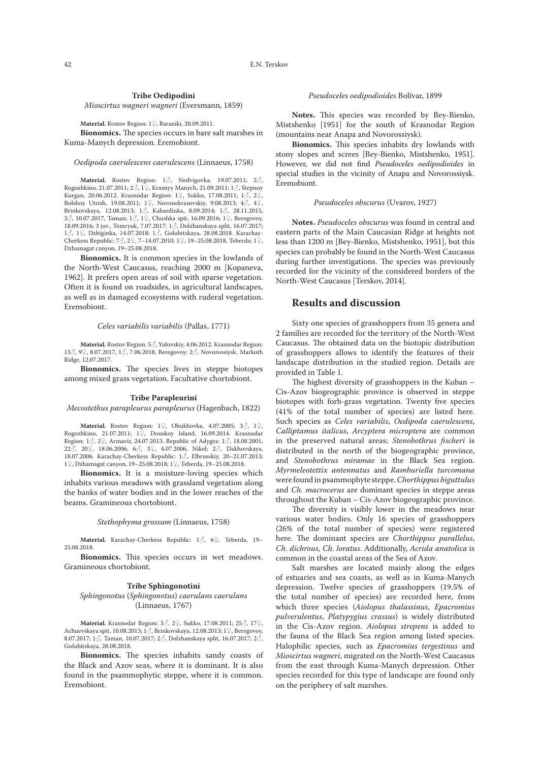#### Tribe Oedipodini

*Mioscirtus wagneri wagneri* (Eversmann, 1859)

**Material.** Rostov Region: 1♀, Baraniki, 20.09.2011.

**Bionomics.** The species occurs in bare salt marshes in Kuma-Manych depression. Eremobiont.

*Oedipoda caerulescens caerulescens* (Linnaeus, 1758)

**Material.** Rostov Region: 1♂, Nedvigovka, 19.07.2011; 2♂, Rogozhkino, 21.07.2011; 2♂, 1♀, Krasnyy Manych, 21.09.2011; 1♂, Stepnoy Kurgan, 20.06.2012. Krasnodar Region: 1♀, Sukko, 17.08.2011; 1♂, 2♀, Bolshoy Utrish, 19.08.2011; 1♀, Novonekrasovskiy, 9.08.2013; 4♂, 4♀, Brinkovskaya, 12.08.2013; 1♂, Kabardinka, 8.09.2014; 1♂, 28.11.2015, 3♂, 10.07.2017, Taman; 1♂, 1♀, Chushka spit, 16.09.2016; 1♀, Beregovoy, 18.09.2016; 3 juv., Temryuk, 7.07.2017; 1♂, Dolzhanskaya split, 16.07.2017; 1♂, 1♀, Dzhiginka, 14.07.2018; 1♂, Golubitskaya, 28.08.2018. Karachay-Cherkess Republic: 7♂, 2♀, 7–14.07.2010, 1♀, 19–25.08.2018, Teberda; 1♀, Dzhamagat canyon, 19–25.08.2018.

**Bionomics.** It is common species in the lowlands of the North-West Caucasus, reaching 2000 m [Kopaneva, 1962]. It prefers open areas of soil with sparse vegetation. Often it is found on roadsides, in agricultural landscapes, as well as in damaged ecosystems with ruderal vegetation. Eremobiont.

*Celes variabilis variabilis* (Pallas, 1771)

**Material.** Rostov Region: 5♂, Yulovskiy, 4.06.2012. Krasnodar Region: 13♂, 9♀, 8.07.2017, 1♂, 7.06.2018, Beregovoy; 2♂, Novorossiysk, Markoth Ridge, 12.07.2017.

**Bionomics.** The species lives in steppe biotopes among mixed grass vegetation. Facultative chortobiont.

#### Tribe Parapleurini

*Mecostethus parapleurus parapleurus* (Hagenbach, 1822)

**Material.** Rostov Region: 1♀, Obukhovka, 4.07.2005; 3♂, 1♀, Rogozhkino, 21.07.2011; 1♀, Donskoy Island, 16.09.2014. Krasnodar Region: 1♂, 2♀, Armavir, 24.07.2013. Republic of Adygea: 1♂, 18.08.2001, 22♂, 20♀, 18.06.2006, 6♂, 3♀, 4.07.2006, Nikel; 2♂, Dakhovskaya, 18.07.2006. Karachay-Cherkess Republic: 1♂, Elbrusskiy, 20–21.07.2013; 1♀, Dzhamagat canyon, 19–25.08.2018; 1♀, Teberda, 19–25.08.2018.

**Bionomics.** It is a moisture-loving species which inhabits various meadows with grassland vegetation along the banks of water bodies and in the lower reaches of the beams. Gramineous chortobiont.

*Stethophyma grossum* (Linnaeus, 1758)

**Material.** Karachay-Cherkess Republic: 1♂, 6♀, Teberda, 19–25.08.2018.

**Bionomics.** This species occurs in wet meadows. Gramineous chortobiont.

#### Tribe Sphingonotini

*Sphingonotus* (*Sphingonotus*) *caerulans caerulans* (Linnaeus, 1767)

**Material.** Krasnodar Region: 3♂, 2♀, Sukko, 17.08.2011; 25♂, 17♀, Achuevskaya spit, 10.08.2013; 1♂, Brinkovskaya, 12.08.2013; 1♀, Beregovoy, 8.07.2017; 1♂, Taman, 10.07.2017; 2♂, Dolzhanskaya split, 16.07.2017; 2♂, Golubitskaya, 28.08.2018.

**Bionomics.** The species inhabits sandy coasts of the Black and Azov seas, where it is dominant. It is also found in the psammophytic steppe, where it is common. Eremobiont.

*Pseudoceles oedipodioides* Bolívar, 1899

**Notes.** This species was recorded by Bey-Bienko, Mistshenko [1951] for the south of Krasnodar Region (mountains near Anapa and Novorossiysk).

**Bionomics.** This species inhabits dry lowlands with stony slopes and screes [Bey-Bienko, Mistshenko, 1951]. However, we did not find *Pseudoceles oedipodioides* in special studies in the vicinity of Anapa and Novorossiysk. Eremobiont.

*Pseudoceles obscurus* (Uvarov, 1927)

**Notes.** *Pseudoceles obscurus* was found in central and eastern parts of the Main Caucasian Ridge at heights not less than 1200 m [Bey-Bienko, Mistshenko, 1951], but this species can probably be found in the North-West Caucasus during further investigations. The species was previously recorded for the vicinity of the considered borders of the North-West Caucasus [Terskov, 2014].

## Results and discussion

Sixty one species of grasshoppers from 35 genera and 2 families are recorded for the territory of the North-West Caucasus. The obtained data on the biotopic distribution of grasshoppers allows to identify the features of their landscape distribution in the studied region. Details are provided in Table 1.

The highest diversity of grasshoppers in the Kuban – Cis-Azov biogeographic province is observed in steppe biotopes with forb-grass vegetation. Twenty five species (41% of the total number of species) are listed here. Such species as *Celes variabilis*, *Oedipoda caerulescens*, *Calliptamus italicus*, *Arcyptera microptera* are common in the preserved natural areas; *Stenobothrus fischeri* is distributed in the north of the biogeographic province, and *Stenobothrus miramae* in the Black Sea region. *Myrmeleotettix antennatus* and *Ramburiella turcomana* were found in psammophyte steppe. *Chorthippus biguttulus* and *Ch. macrocerus* are dominant species in steppe areas throughout the Kuban – Cis-Azov biogeographic province.

The diversity is visibly lower in the meadows near various water bodies. Only 16 species of grasshoppers (26% of the total number of species) were registered here. The dominant species are *Chorthippus parallelus*, *Ch. dichrous*, *Ch. loratus*. Additionally, *Acrida anatolica* is common in the coastal areas of the Sea of Azov.

Salt marshes are located mainly along the edges of estuaries and sea coasts, as well as in Kuma-Manych depression. Twelve species of grasshoppers (19.5% of the total number of species) are recorded here, from which three species (*Aiolopus thalassinus*, *Epacromius pulverulentus*, *Platypygius crassus*) is widely distributed in the Cis-Azov region. *Aiolopus strepens* is added to the fauna of the Black Sea region among listed species. Halophilic species, such as *Epacromius tergestinus* and *Mioscirtus wagneri*, migrated on the North-West Caucasus from the east through Kuma-Manych depression. Other species recorded for this type of landscape are found only on the periphery of salt marshes.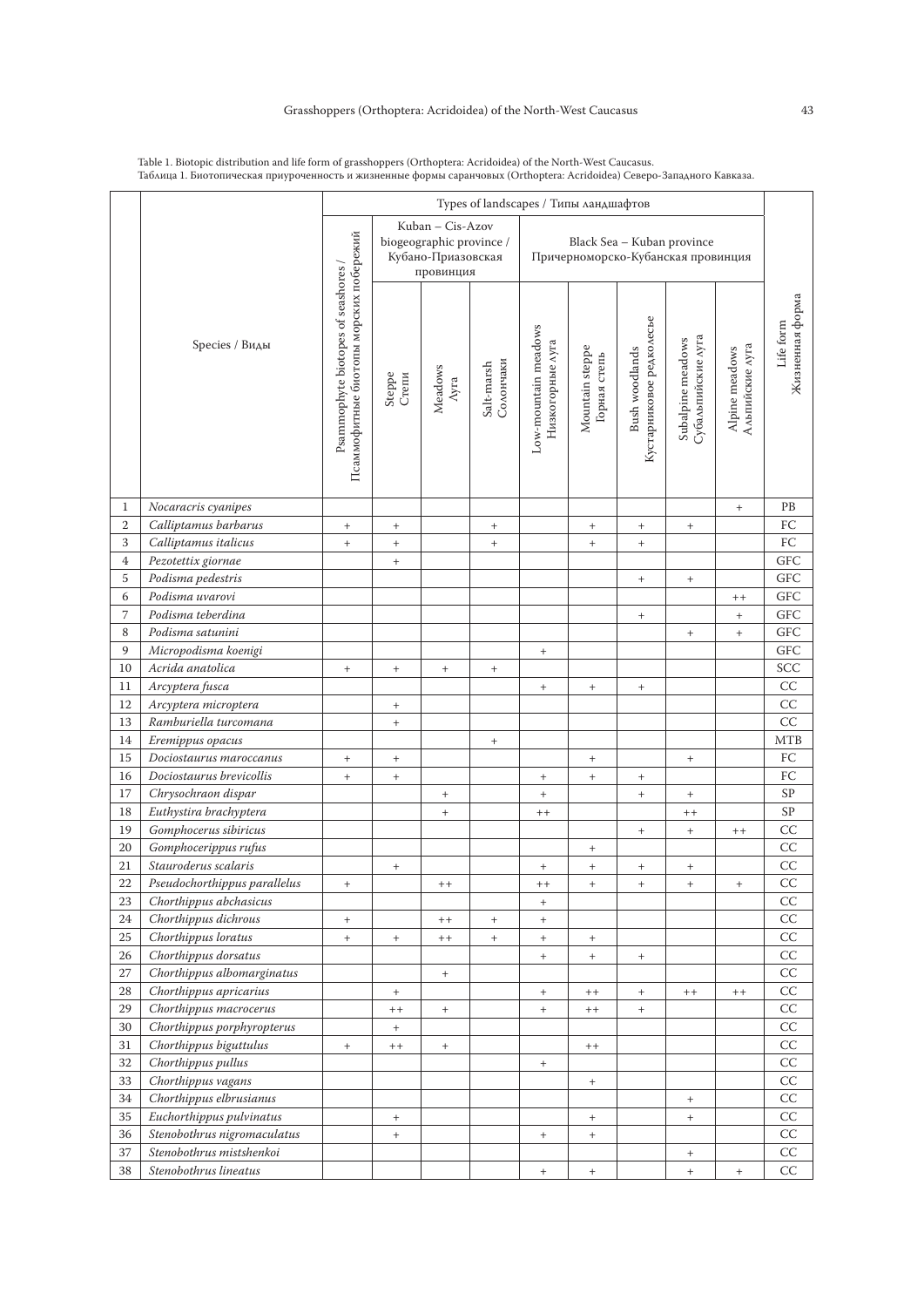Table 1. Biotopic distribution and life form of grasshoppers (Orthoptera: Acridoidea) of the North-West Caucasus.
Таблица 1. Биотопическая приуроченность и жизненные формы саранчовых (Orthoptera: Acridoidea) Северо-Западного Кавказа.

| | Species / Виды | Types of landscapes / Типы ландшафтов | | | | | | | | | Life form Жизненная форма |
|---|---|---|---|---|---|---|---|---|---|---|---|
| | | Psammophyte biotopes of seashores / Псаммофитные биотопы морских побережий | Kuban – Cis-Azov biogeographic province / Кубано-Приазовская провинция | | | Black Sea – Kuban province Причерноморско-Кубанская провинция | | | | | |
| | | | Steppe Степи | Meadows Луга | Salt-marsh Солончаки | Low-mountain meadows Низкогорные луга | Mountain steppe Горная степь | Bush woodlands Кустарниковое редколесье | Subalpine meadows Субальпийские луга | Alpine meadows Альпийские луга | |
| 1 | *Nocaracris cyanipes* | | | | | | | | | + | PB |
| 2 | *Calliptamus barbarus* | + | + | | + | | + | + | + | | FC |
| 3 | *Calliptamus italicus* | + | + | | + | | + | + | | | FC |
| 4 | *Pezotettix giornae* | | + | | | | | | | | GFC |
| 5 | *Podisma pedestris* | | | | | | | + | + | | GFC |
| 6 | *Podisma uvarovi* | | | | | | | | | ++ | GFC |
| 7 | *Podisma teberdina* | | | | | | | + | | + | GFC |
| 8 | *Podisma satunini* | | | | | | | | + | + | GFC |
| 9 | *Micropodisma koenigi* | | | | | + | | | | | GFC |
| 10 | *Acrida anatolica* | + | + | + | + | | | | | | SCC |
| 11 | *Arcyptera fusca* | | | | | + | + | + | | | CC |
| 12 | *Arcyptera microptera* | | + | | | | | | | | CC |
| 13 | *Ramburiella turcomana* | | + | | | | | | | | CC |
| 14 | *Eremippus opacus* | | | | + | | | | | | MTB |
| 15 | *Dociostaurus maroccanus* | + | + | | | | + | | + | | FC |
| 16 | *Dociostaurus brevicollis* | + | + | | | + | + | + | | | FC |
| 17 | *Chrysochraon dispar* | | | + | | + | | + | + | | SP |
| 18 | *Euthystira brachyptera* | | | + | | ++ | | | ++ | | SP |
| 19 | *Gomphocerus sibiricus* | | | | | | | + | + | ++ | CC |
| 20 | *Gomphocerippus rufus* | | | | | | + | | | | CC |
| 21 | *Stauroderus scalaris* | | + | | | + | + | + | + | | CC |
| 22 | *Pseudochorthippus parallelus* | + | | ++ | | ++ | + | + | + | + | CC |
| 23 | *Chorthippus abchasicus* | | | | | + | | | | | CC |
| 24 | *Chorthippus dichrous* | + | | ++ | + | + | | | | | CC |
| 25 | *Chorthippus loratus* | + | + | ++ | + | + | + | | | | CC |
| 26 | *Chorthippus dorsatus* | | | | | + | + | + | | | CC |
| 27 | *Chorthippus albomarginatus* | | | + | | | | | | | CC |
| 28 | *Chorthippus apricarius* | | + | | | + | ++ | + | ++ | ++ | CC |
| 29 | *Chorthippus macrocerus* | | ++ | + | | + | ++ | + | | | CC |
| 30 | *Chorthippus porphyropterus* | | + | | | | | | | | CC |
| 31 | *Chorthippus biguttulus* | + | ++ | + | | | ++ | | | | CC |
| 32 | *Chorthippus pullus* | | | | | + | | | | | CC |
| 33 | *Chorthippus vagans* | | | | | | + | | | | CC |
| 34 | *Chorthippus elbrusianus* | | | | | | | | + | | CC |
| 35 | *Euchorthippus pulvinatus* | | + | | | | + | | + | | CC |
| 36 | *Stenobothrus nigromaculatus* | | + | | | + | + | | | | CC |
| 37 | *Stenobothrus mistshenkoi* | | | | | | | | + | | CC |
| 38 | *Stenobothrus lineatus* | | | | | + | + | | + | + | CC |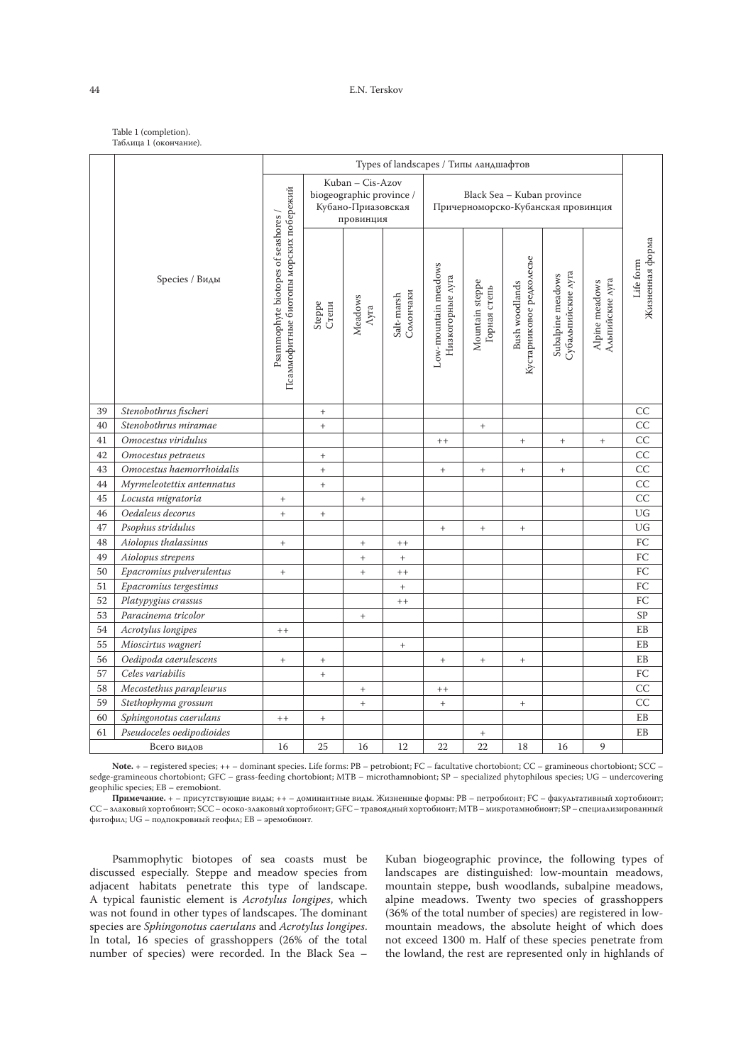Table 1 (completion).
Таблица 1 (окончание).

| | Species / Виды | Types of landscapes / Типы ландшафтов | | | | | | | | | Life form Жизненная форма |
|---|---|---|---|---|---|---|---|---|---|---|---|
| | | Psammophyte biotopes of seashores / Псаммофитные биотопы морских побережий | Kuban – Cis-Azov biogeographic province / Кубано-Приазовская провинция | | | Black Sea – Kuban province Причерноморско-Кубанская провинция | | | | | |
| | | | Steppe Степи | Meadows Луга | Salt-marsh Солончаки | Low-mountain meadows Низкогорные луга | Mountain steppe Горная степь | Bush woodlands Кустарниковое редколесье | Subalpine meadows Субальпийские луга | Alpine meadows Альпийские луга | |
| 39 | *Stenobothrus fischeri* | | + | | | | | | | | CC |
| 40 | *Stenobothrus miramae* | | + | | | | + | | | | CC |
| 41 | *Omocestus viridulus* | | | | | ++ | | + | + | + | CC |
| 42 | *Omocestus petraeus* | | + | | | | | | | | CC |
| 43 | *Omocestus haemorrhoidalis* | | + | | | + | + | + | + | | CC |
| 44 | *Myrmeleotettix antennatus* | | + | | | | | | | | CC |
| 45 | *Locusta migratoria* | + | | + | | | | | | | CC |
| 46 | *Oedaleus decorus* | + | + | | | | | | | | UG |
| 47 | *Psophus stridulus* | | | | | + | + | + | | | UG |
| 48 | *Aiolopus thalassinus* | + | | + | ++ | | | | | | FC |
| 49 | *Aiolopus strepens* | | | + | + | | | | | | FC |
| 50 | *Epacromius pulverulentus* | + | | + | ++ | | | | | | FC |
| 51 | *Epacromius tergestinus* | | | | + | | | | | | FC |
| 52 | *Platypygius crassus* | | | | ++ | | | | | | FC |
| 53 | *Paracinema tricolor* | | | + | | | | | | | SP |
| 54 | *Acrotylus longipes* | ++ | | | | | | | | | EB |
| 55 | *Mioscirtus wagneri* | | | | + | | | | | | EB |
| 56 | *Oedipoda caerulescens* | + | + | | | + | + | + | | | EB |
| 57 | *Celes variabilis* | | + | | | | | | | | FC |
| 58 | *Mecostethus parapleurus* | | | + | | ++ | | | | | CC |
| 59 | *Stethophyma grossum* | | | + | | + | | + | | | CC |
| 60 | *Sphingonotus caerulans* | ++ | + | | | | | | | | EB |
| 61 | *Pseudoceles oedipodioides* | | | | | | + | | | | EB |
| | Всего видов | 16 | 25 | 16 | 12 | 22 | 22 | 18 | 16 | 9 | |

**Note.** + – registered species; ++ – dominant species. Life forms: PB – petrobiont; FC – facultative chortobiont; CC – gramineous chortobiont; SCC – sedge-gramineous chortobiont; GFC – grass-feeding chortobiont; MTB – microthamnobiont; SP – specialized phytophilous species; UG – undercovering geophilic species; EB – eremobiont.

**Примечание.** + – присутствующие виды; ++ – доминантные виды. Жизненные формы: PB – петробионт; FC – факультативный хортобионт; CC – злаковый хортобионт; SCC – осоко-злаковый хортобионт; GFC – травоядный хортобионт; MTB – микротамнобионт; SP – специализированный фитофил; UG – подпокровный геофил; EB – эремобионт.

Psammophytic biotopes of sea coasts must be discussed especially. Steppe and meadow species from adjacent habitats penetrate this type of landscape. A typical faunistic element is *Acrotylus longipes*, which was not found in other types of landscapes. The dominant species are *Sphingonotus caerulans* and *Acrotylus longipes*. In total, 16 species of grasshoppers (26% of the total number of species) were recorded. In the Black Sea – Kuban biogeographic province, the following types of landscapes are distinguished: low-mountain meadows, mountain steppe, bush woodlands, subalpine meadows, alpine meadows. Twenty two species of grasshoppers (36% of the total number of species) are registered in low-mountain meadows, the absolute height of which does not exceed 1300 m. Half of these species penetrate from the lowland, the rest are represented only in highlands of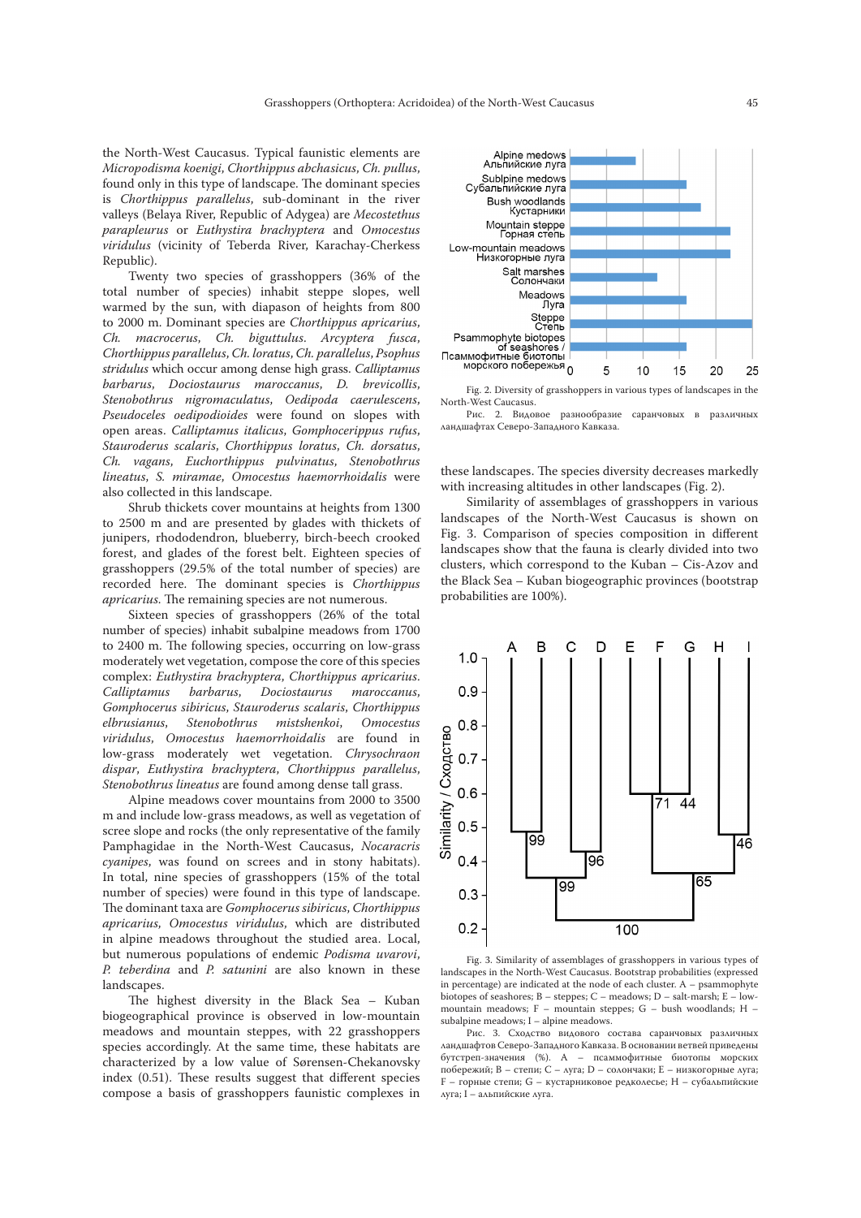the North-West Caucasus. Typical faunistic elements are *Micropodisma koenigi*, *Chorthippus abchasicus*, *Ch. pullus*, found only in this type of landscape. The dominant species is *Chorthippus parallelus*, sub-dominant in the river valleys (Belaya River, Republic of Adygea) are *Mecostethus parapleurus* or *Euthystira brachyptera* and *Omocestus viridulus* (vicinity of Teberda River, Karachay-Cherkess Republic).

Twenty two species of grasshoppers (36% of the total number of species) inhabit steppe slopes, well warmed by the sun, with diapason of heights from 800 to 2000 m. Dominant species are *Chorthippus apricarius*, *Ch. macrocerus*, *Ch. biguttulus*. *Arcyptera fusca*, *Chorthippus parallelus*, *Ch. loratus*, *Ch. parallelus*, *Psophus stridulus* which occur among dense high grass. *Calliptamus barbarus*, *Dociostaurus maroccanus*, *D. brevicollis*, *Stenobothrus nigromaculatus*, *Oedipoda caerulescens*, *Pseudoceles oedipodioides* were found on slopes with open areas. *Calliptamus italicus*, *Gomphocerippus rufus*, *Stauroderus scalaris*, *Chorthippus loratus*, *Ch. dorsatus*, *Ch. vagans*, *Euchorthippus pulvinatus*, *Stenobothrus lineatus*, *S. miramae*, *Omocestus haemorrhoidalis* were also collected in this landscape.

Shrub thickets cover mountains at heights from 1300 to 2500 m and are presented by glades with thickets of junipers, rhododendron, blueberry, birch-beech crooked forest, and glades of the forest belt. Eighteen species of grasshoppers (29.5% of the total number of species) are recorded here. The dominant species is *Chorthippus apricarius*. The remaining species are not numerous.

Sixteen species of grasshoppers (26% of the total number of species) inhabit subalpine meadows from 1700 to 2400 m. The following species, occurring on low-grass moderately wet vegetation, compose the core of this species complex: *Euthystira brachyptera*, *Chorthippus apricarius*. *Calliptamus barbarus*, *Dociostaurus maroccanus*, *Gomphocerus sibiricus*, *Stauroderus scalaris*, *Chorthippus elbrusianus*, *Stenobothrus mistshenkoi*, *Omocestus viridulus*, *Omocestus haemorrhoidalis* are found in low-grass moderately wet vegetation. *Chrysochraon dispar*, *Euthystira brachyptera*, *Chorthippus parallelus*, *Stenobothrus lineatus* are found among dense tall grass.

Alpine meadows cover mountains from 2000 to 3500 m and include low-grass meadows, as well as vegetation of scree slope and rocks (the only representative of the family Pamphagidae in the North-West Caucasus, *Nocaracris cyanipes*, was found on screes and in stony habitats). In total, nine species of grasshoppers (15% of the total number of species) were found in this type of landscape. The dominant taxa are *Gomphocerus sibiricus*, *Chorthippus apricarius*, *Omocestus viridulus*, which are distributed in alpine meadows throughout the studied area. Local, but numerous populations of endemic *Podisma uvarovi*, *P. teberdina* and *P. satunini* are also known in these landscapes.

The highest diversity in the Black Sea – Kuban biogeographical province is observed in low-mountain meadows and mountain steppes, with 22 grasshoppers species accordingly. At the same time, these habitats are characterized by a low value of Sørensen-Chekanovsky index (0.51). These results suggest that different species compose a basis of grasshoppers faunistic complexes in these landscapes. The species diversity decreases markedly with increasing altitudes in other landscapes (Fig. 2).

Fig. 2. Diversity of grasshoppers in various types of landscapes in the North-West Caucasus.

Рис. 2. Видовое разнообразие саранчовых в различных ландшафтах Северо-Западного Кавказа.

Similarity of assemblages of grasshoppers in various landscapes of the North-West Caucasus is shown on Fig. 3. Comparison of species composition in different landscapes show that the fauna is clearly divided into two clusters, which correspond to the Kuban – Cis-Azov and the Black Sea – Kuban biogeographic provinces (bootstrap probabilities are 100%).

Fig. 3. Similarity of assemblages of grasshoppers in various types of landscapes in the North-West Caucasus. Bootstrap probabilities (expressed in percentage) are indicated at the node of each cluster. A – psammophyte biotopes of seashores; B – steppes; C – meadows; D – salt-marsh; E – low-mountain meadows; F – mountain steppes; G – bush woodlands; H – subalpine meadows; I – alpine meadows.

Рис. 3. Сходство видового состава саранчовых различных ландшафтов Северо-Западного Кавказа. В основании ветвей приведены бутстреп-значения (%). A – псаммофитные биотопы морских побережий; B – степи; C – луга; D – солончаки; E – низкогорные луга; F – горные степи; G – кустарниковое редколесье; H – субальпийские луга; I – альпийские луга.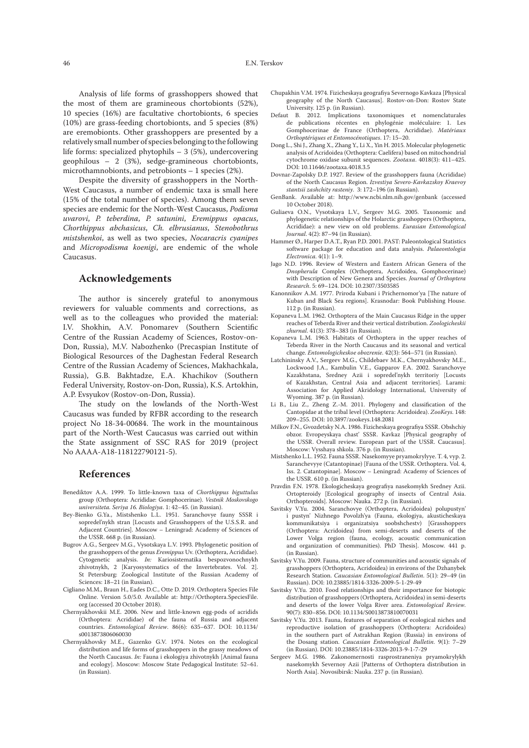Analysis of life forms of grasshoppers showed that the most of them are gramineous chortobionts (52%), 10 species (16%) are facultative chortobionts, 6 species (10%) are grass-feeding chortobionts, and 5 species (8%) are eremobionts. Other grasshoppers are presented by a relatively small number of species belonging to the following life forms: specialized phytophils – 3 (5%), undercovering geophilous – 2 (3%), sedge-gramineous chortobionts, microthamnobionts, and petrobionts – 1 species (2%).

Despite the diversity of grasshoppers in the North-West Caucasus, a number of endemic taxa is small here (15% of the total number of species). Among them seven species are endemic for the North-West Caucasus, *Podisma uvarovi*, *P. teberdina*, *P. satunini*, *Eremippus opacus*, *Chorthippus abchasicus*, *Ch. elbrusianus*, *Stenobothrus mistshenkoi*, as well as two species, *Nocaracris cyanipes* and *Micropodisma koenigi*, are endemic of the whole Caucasus.

## Acknowledgements

The author is sincerely grateful to anonymous reviewers for valuable comments and corrections, as well as to the colleagues who provided the material: I.V. Shokhin, A.V. Ponomarev (Southern Scientific Centre of the Russian Academy of Sciences, Rostov-on-Don, Russia), M.V. Nabozhenko (Precaspian Institute of Biological Resources of the Daghestan Federal Research Centre of the Russian Academy of Sciences, Makhachkala, Russia), G.B. Bakhtadze, E.A. Khachikov (Southern Federal University, Rostov-on-Don, Russia), K.S. Artokhin, A.P. Evsyukov (Rostov-on-Don, Russia).

The study on the lowlands of the North-West Caucasus was funded by RFBR according to the research project No 18-34-00684. The work in the mountainous part of the North-West Caucasus was carried out within the State assignment of SSC RAS for 2019 (project No AAAA-A18-118122790121-5).

## References

Benediktov A.A. 1999. To little-known taxa of *Chorthippus biguttulus* group (Orthoptera: Acrididae: Gomphocerinae). *Vestnik Moskovskogo universiteta. Seriya 16. Biologiya*. 1: 42–45. (in Russian).

Bey-Bienko G.Ya., Mistshenko L.L. 1951. Saranchovye fauny SSSR i sopredel'nykh stran [Locusts and Grasshoppers of the U.S.S.R. and Adjacent Countries]. Moscow – Leningrad: Academy of Sciences of the USSR. 668 p. (in Russian).

Bugrov A.G., Sergeev M.G., Vysotskaya L.V. 1993. Phylogenetic position of the grasshoppers of the genus *Eremippus* Uv. (Orthoptera, Acrididae). Cytogenetic analysis. *In:* Kariosistematika bespozvonochnykh zhivotnykh, 2 [Karyosystematics of the Invertebrates. Vol. 2]. St Petersburg: Zoological Institute of the Russian Academy of Sciences: 18–21 (in Russian).

Cigliano M.M., Braun H., Eades D.C., Otte D. 2019. Orthoptera Species File Online. Version 5.0/5.0. Available at: http://Orthoptera.SpeciesFile.org (accessed 20 October 2018).

Chernyakhovskii M.E. 2006. New and little-known egg-pods of acridids (Orthoptera: Acrididae) of the fauna of Russia and adjacent countries. *Entomological Review*. 86(6): 635–637. DOI: 10.1134/s0013873806060030

Chernyakhovsky M.E., Gazenko G.V. 1974. Notes on the ecological distribution and life forms of grasshoppers in the grassy meadows of the North Caucasus. *In:* Fauna i ekologiya zhivotnykh [Animal fauna and ecology]. Moscow: Moscow State Pedagogical Institute: 52–61. (in Russian).

Chupakhin V.M. 1974. Fizicheskaya geografiya Severnogo Kavkaza [Physical geography of the North Caucasus]. Rostov-on-Don: Rostov State University. 125 p. (in Russian).

Defaut B. 2012. Implications taxonomiques et nomenclaturales de publications récentes en phylogénie moléculaire: 1. Les Gomphocerinae de France (Orthoptera, Acrididae). *Matériaux Orthoptériques et Entomocénotiques*. 17: 15–20.

Dong L., Shi J., Zhang X., Zhang Y., Li X., Yin H. 2015. Molecular phylogenetic analysis of Acridoidea (Orthoptera: Caelifera) based on mitochondrial cytochrome oxidase subunit sequences. *Zootaxa*. 4018(3): 411–425. DOI: 10.11646/zootaxa.4018.3.5

Dovnar-Zapolsky D.P. 1927. Review of the grasshoppers fauna (Acrididae) of the North Caucasus Region. *Izvestiya Severo-Kavkazskoy Kraevoy stantsii zashchity rasteniy*. 3: 172–196 (in Russian).

GenBank. Available at: http://www.ncbi.nlm.nih.gov/genbank (accessed 10 October 2018).

Guliaeva O.N., Vysotskaya L.V., Sergeev M.G. 2005. Taxonomic and phylogenetic relationships of the Holarctic grasshoppers (Orthoptera, Acrididae): a new view on old problems. *Eurasian Entomological Journal*. 4(2): 87–94 (in Russian).

Hammer Ø., Harper D.A.T., Ryan P.D. 2001. PAST: Paleontological Statistics software package for education and data analysis. *Palaeontologia Electronica*. 4(1): 1–9.

Jago N.D. 1996. Review of Western and Eastern African Genera of the *Dnopherula* Complex (Orthoptera, Acridoidea, Gomphocerinae) with Description of New Genera and Species. *Journal of Orthoptera Research*. 5: 69–124. DOI: 10.2307/3503585

Kanonnikov A.M. 1977. Priroda Kubani i Prichernomor'ya [The nature of Kuban and Black Sea regions]. Krasnodar: Book Publishing House. 112 p. (in Russian).

Kopaneva L.M. 1962. Orthoptera of the Main Caucasus Ridge in the upper reaches of Teberda River and their vertical distribution. *Zoologicheskii zhurnal*. 41(3): 378–383 (in Russian).

Kopaneva L.M. 1963. Habitats of Orthoptera in the upper reaches of Teberda River in the North Caucasus and its seasonal and vertical change. *Entomologicheskoe obozrenie*. 42(3): 564–571 (in Russian).

Latchininsky A.V., Sergeev M.G., Childebaev M.K., Chernyakhovsky M.E., Lockwood J.A., Kambulin V.E., Gapparov F.A. 2002. Saranchovye Kazakhstana, Sredney Azii i sopredel'nykh territoriy [Locusts of Kazakhstan, Central Asia and adjacent territories]. Larami: Association for Applied Akridology International, University of Wyoming. 387 p. (in Russian).

Li B., Liu Z., Zheng Z.-M. 2011. Phylogeny and classification of the Cantopidae at the tribal level (Orthoptera: Acridoidea). *ZooKeys*. 148: 209–255. DOI: 10.3897/zookeys.148.2081

Milkov F.N., Gvozdetsky N.A. 1986. Fizicheskaya geografiya SSSR. Obshchiy obzor. Evropeyskaya chast' SSSR. Kavkaz [Physical geography of the USSR. Overall review. European part of the USSR. Caucasus]. Moscow: Vysshaya shkola. 376 p. (in Russian).

Mistshenko L.L. 1952. Fauna SSSR. Nasekomyye pryamokrylyye. T. 4, vyp. 2. Saranchevyye (Catantopinae) [Fauna of the USSR. Orthoptera. Vol. 4, Iss. 2. Catantopinae]. Moscow – Leningrad: Academy of Sciences of the USSR. 610 p. (in Russian).

Pravdin F.N. 1978. Ekologicheskaya geografiya nasekomykh Sredney Azii. Ortopteroidy [Ecological geography of insects of Central Asia. Orthopteroids]. Moscow: Nauka. 272 p. (in Russian).

Savitsky V.Yu. 2004. Saranchovye (Orthoptera, Acridoidea) polupustyn' i pustyn' Nizhnego Povolzh'ya (Fauna, ekologiya, akusticheskaya kommunikatsiya i organizatsiya soobshchestv) [Grasshoppers (Orthoptera: Acridoidea) from semi-deserts and deserts of the Lower Volga region (fauna, ecology, acoustic communication and organization of communities). PhD Thesis]. Moscow. 441 p. (in Russian).

Savitsky V.Yu. 2009. Fauna, structure of communities and acoustic signals of grasshoppers (Orthoptera, Acridoidea) in environs of the Dzhanybek Research Station. *Caucasian Entomological Bulletin*. 5(1): 29–49 (in Russian). DOI: 10.23885/1814-3326-2009-5-1-29-49

Savitsky V.Yu. 2010. Food relationships and their importance for biotopic distribution of grasshoppers (Orthoptera, Acridoidea) in semi-deserts and deserts of the lower Volga River area. *Entomological Review*. 90(7): 830–856. DOI: 10.1134/S0013873810070031

Savitsky V.Yu. 2013. Fauna, features of separation of ecological niches and reproductive isolation of grasshoppers (Orthoptera: Acridoidea) in the southern part of Astrakhan Region (Russia) in environs of the Dosang station. *Caucasian Entomological Bulletin*. 9(1): 7–29 (in Russian). DOI: 10.23885/1814-3326-2013-9-1-7-29

Sergeev M.G. 1986. Zakonomernosti rasprostraneniya pryamokrylykh nasekomykh Severnoy Azii [Patterns of Orthoptera distribution in North Asia]. Novosibirsk: Nauka. 237 p. (in Russian).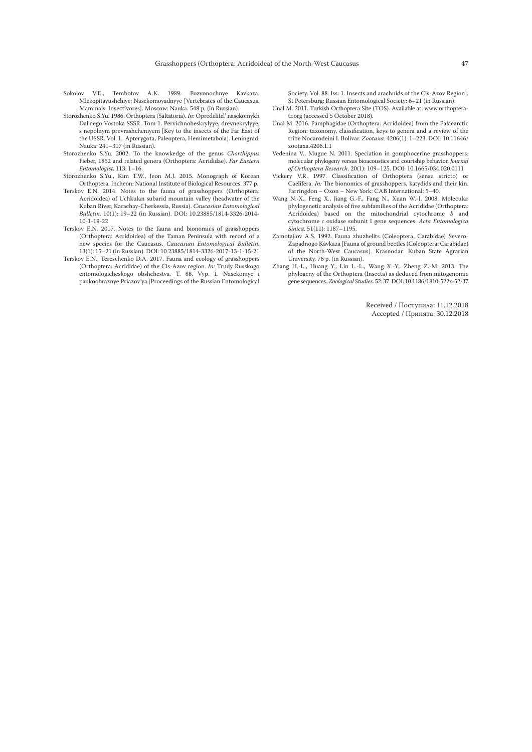Sokolov V.E., Tembotov A.K. 1989. Pozvonochnye Kavkaza. Mlekopitayushchiye: Nasekomoyadnyye [Vertebrates of the Caucasus. Mammals. Insectivores]. Moscow: Nauka. 548 p. (in Russian).

Storozhenko S.Yu. 1986. Orthoptera (Saltatoria). *In:* Opredelitel' nasekomykh Dal'nego Vostoka SSSR. Tom 1. Pervichnobeskrylyye, drevnekrylyye, s nepolnym prevrashcheniyem [Key to the insects of the Far East of the USSR. Vol. 1. Apterygota, Paleoptera, Hemimetabola]. Leningrad: Nauka: 241–317 (in Russian).

Storozhenko S.Yu. 2002. To the knowkedge of the genus *Chorthippus* Fieber, 1852 and related genera (Orthoptera: Acrididae). *Far Eastern Entomologist*. 113: 1–16.

Storozhenko S.Yu., Kim T.W., Jeon M.J. 2015. Monograph of Korean Orthoptera. Incheon: National Institute of Biological Resources. 377 p.

Terskov E.N. 2014. Notes to the fauna of grasshoppers (Orthoptera: Acridoidea) of Uchkulan subarid mountain valley (headwater of the Kuban River, Karachay-Cherkessia, Russia). *Caucasian Entomological Bulletin*. 10(1): 19–22 (in Russian). DOI: 10.23885/1814-3326-2014-10-1-19-22

Terskov E.N. 2017. Notes to the fauna and bionomics of grasshoppers (Orthoptera: Acridoidea) of the Taman Peninsula with record of a new species for the Caucasus. *Caucasian Entomological Bulletin*. 13(1): 15–21 (in Russian). DOI: 10.23885/1814-3326-2017-13-1-15-21

Terskov E.N., Tereschenko D.A. 2017. Fauna and ecology of grasshoppers (Orthoptera: Acrididae) of the Cis-Azov region. *In:* Trudy Russkogo entomologicheskogo obshchestva. T. 88. Vyp. 1. Nasekomye i paukoobraznye Priazov'ya [Proceedings of the Russian Entomological Society. Vol. 88. Iss. 1. Insects and arachnids of the Cis-Azov Region]. St Petersburg: Russian Entomological Society: 6–21 (in Russian).

Ünal M. 2011. Turkish Orthoptera Site (TOS). Available at: www.orthoptera-tr.org (accessed 5 October 2018).

Ünal M. 2016. Pamphagidae (Orthoptera: Acridoidea) from the Palaearctic Region: taxonomy, classification, keys to genera and a review of the tribe Nocarodeini I. Bolívar. *Zootaxa*. 4206(1): 1–223. DOI: 10.11646/zootaxa.4206.1.1

Vedenina V., Mugue N. 2011. Speciation in gomphocerine grasshoppers: molecular phylogeny versus bioacoustics and courtship behavior. *Journal of Orthoptera Research*. 20(1): 109–125. DOI: 10.1665/034.020.0111

Vickery V.R. 1997. Classification of Orthoptera (sensu stricto) or Caelifera. *In:* The bionomics of grasshoppers, katydids and their kin. Farringdon – Oxon – New York: CAB International: 5–40.

Wang N.-X., Feng X., Jiang G.-F., Fang N., Xuan W.-J. 2008. Molecular phylogenetic analysis of five subfamilies of the Acrididae (Orthoptera: Acridoidea) based on the mitochondrial cytochrome *b* and cytochrome *c* oxidase subunit I gene sequences. *Acta Entomologica Sinica*. 51(11): 1187–1195.

Zamotajlov A.S. 1992. Fauna zhuzhelits (Coleoptera, Carabidae) Severo-Zapadnogo Kavkaza [Fauna of ground beetles (Coleoptera: Carabidae) of the North-West Caucasus]. Krasnodar: Kuban State Agrarian University. 76 p. (in Russian).

Zhang H.-L., Huang Y., Lin L.-L., Wang X.-Y., Zheng Z.-M. 2013. The phylogeny of the Orthoptera (Insecta) as deduced from mitogenomic gene sequences. *Zoological Studies*. 52: 37. DOI: 10.1186/1810-522x-52-37

Received / Поступила: 11.12.2018
Accepted / Принята: 30.12.2018